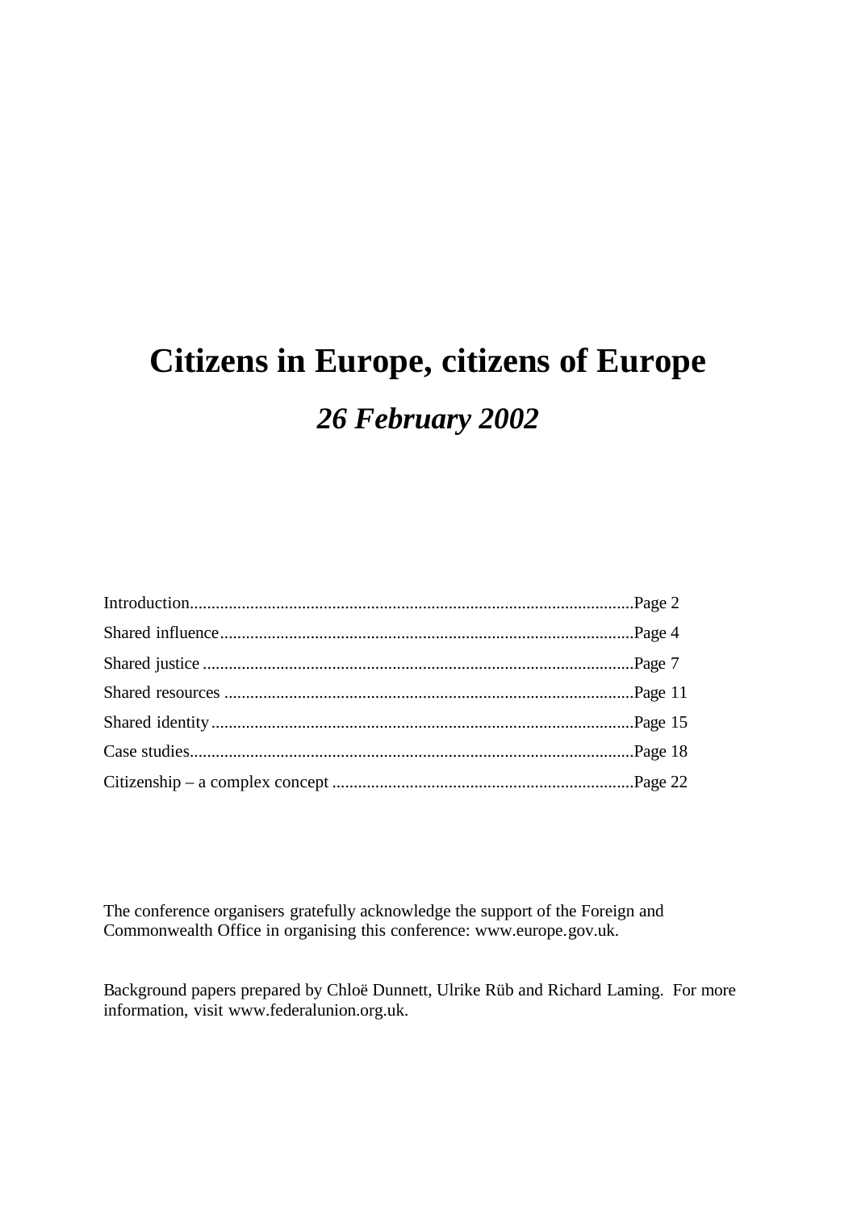# Citizens in Europe, citizens of Europe

## *26 February 2002*

Introduction........................................................................................................Page 2

Shared influence................................................................................................Page 4

Shared justice ....................................................................................................Page 7

Shared resources ...............................................................................................Page 11

Shared identity...................................................................................................Page 15

Case studies........................................................................................................Page 18

Citizenship – a complex concept .......................................................................Page 22

The conference organisers gratefully acknowledge the support of the Foreign and Commonwealth Office in organising this conference: www.europe.gov.uk.

Background papers prepared by Chloë Dunnett, Ulrike Rüb and Richard Laming. For more information, visit www.federalunion.org.uk.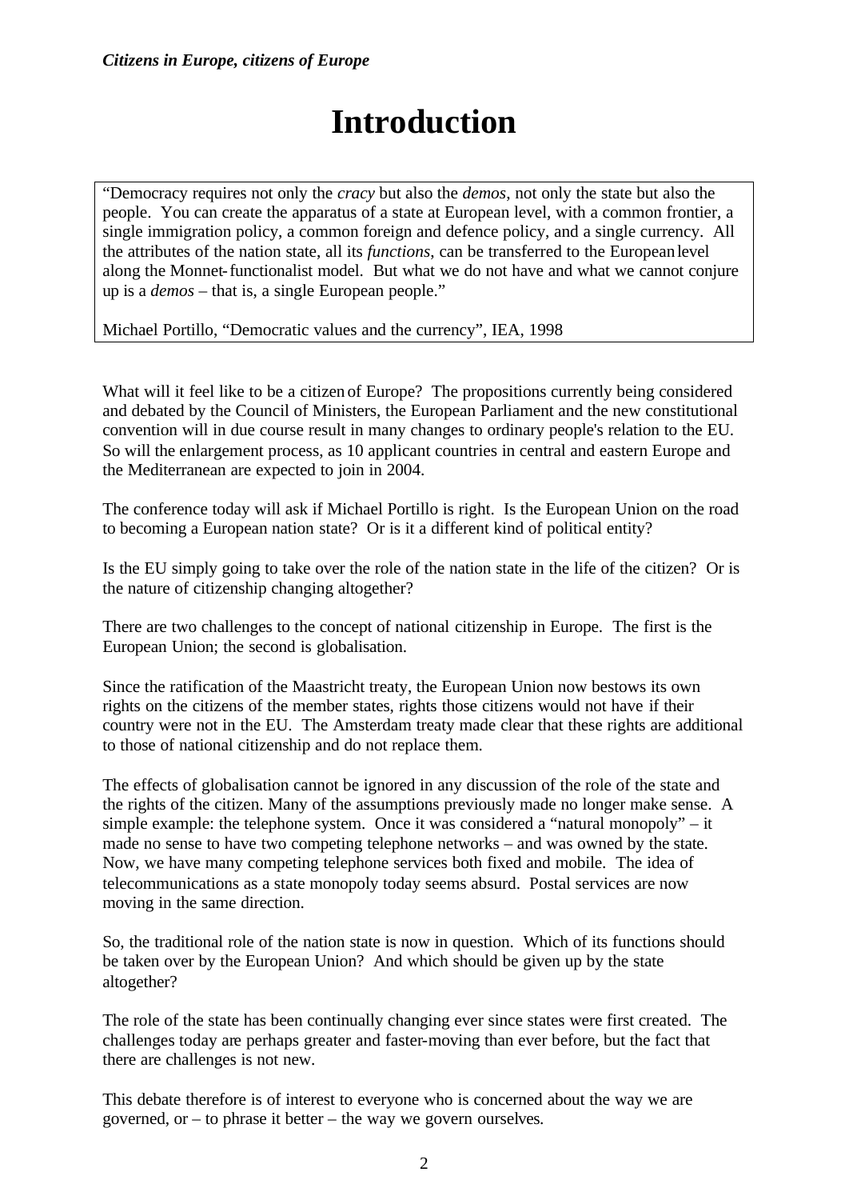# Introduction

> "Democracy requires not only the *cracy* but also the *demos*, not only the state but also the people. You can create the apparatus of a state at European level, with a common frontier, a single immigration policy, a common foreign and defence policy, and a single currency. All the attributes of the nation state, all its *functions*, can be transferred to the European level along the Monnet-functionalist model. But what we do not have and what we cannot conjure up is a *demos* – that is, a single European people."
>
> Michael Portillo, "Democratic values and the currency", IEA, 1998

What will it feel like to be a citizen of Europe? The propositions currently being considered and debated by the Council of Ministers, the European Parliament and the new constitutional convention will in due course result in many changes to ordinary people's relation to the EU. So will the enlargement process, as 10 applicant countries in central and eastern Europe and the Mediterranean are expected to join in 2004.

The conference today will ask if Michael Portillo is right. Is the European Union on the road to becoming a European nation state? Or is it a different kind of political entity?

Is the EU simply going to take over the role of the nation state in the life of the citizen? Or is the nature of citizenship changing altogether?

There are two challenges to the concept of national citizenship in Europe. The first is the European Union; the second is globalisation.

Since the ratification of the Maastricht treaty, the European Union now bestows its own rights on the citizens of the member states, rights those citizens would not have if their country were not in the EU. The Amsterdam treaty made clear that these rights are additional to those of national citizenship and do not replace them.

The effects of globalisation cannot be ignored in any discussion of the role of the state and the rights of the citizen. Many of the assumptions previously made no longer make sense. A simple example: the telephone system. Once it was considered a "natural monopoly" – it made no sense to have two competing telephone networks – and was owned by the state. Now, we have many competing telephone services both fixed and mobile. The idea of telecommunications as a state monopoly today seems absurd. Postal services are now moving in the same direction.

So, the traditional role of the nation state is now in question. Which of its functions should be taken over by the European Union? And which should be given up by the state altogether?

The role of the state has been continually changing ever since states were first created. The challenges today are perhaps greater and faster-moving than ever before, but the fact that there are challenges is not new.

This debate therefore is of interest to everyone who is concerned about the way we are governed, or – to phrase it better – the way we govern ourselves.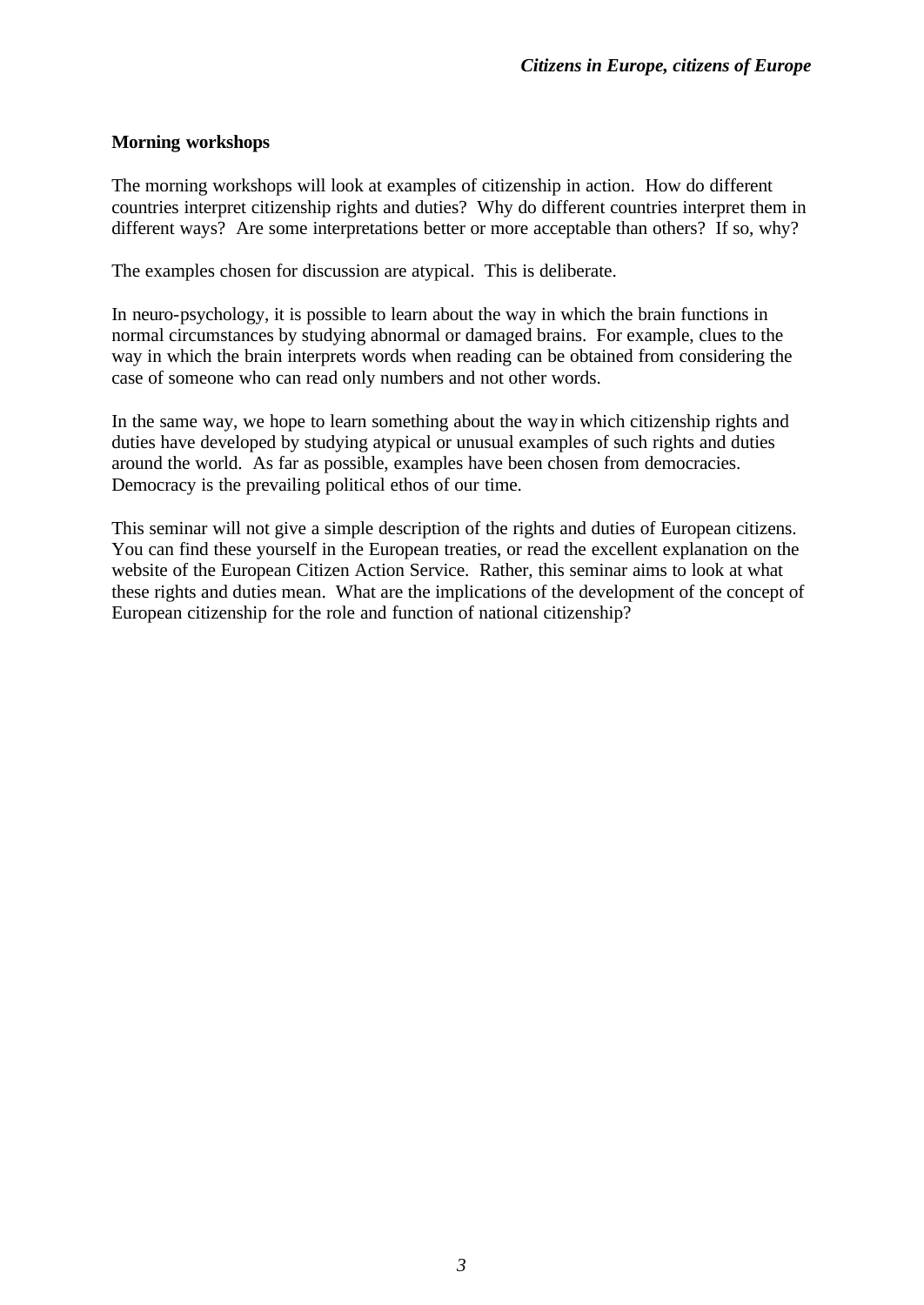**Morning workshops**

The morning workshops will look at examples of citizenship in action. How do different countries interpret citizenship rights and duties? Why do different countries interpret them in different ways? Are some interpretations better or more acceptable than others? If so, why?

The examples chosen for discussion are atypical. This is deliberate.

In neuro-psychology, it is possible to learn about the way in which the brain functions in normal circumstances by studying abnormal or damaged brains. For example, clues to the way in which the brain interprets words when reading can be obtained from considering the case of someone who can read only numbers and not other words.

In the same way, we hope to learn something about the way in which citizenship rights and duties have developed by studying atypical or unusual examples of such rights and duties around the world. As far as possible, examples have been chosen from democracies. Democracy is the prevailing political ethos of our time.

This seminar will not give a simple description of the rights and duties of European citizens. You can find these yourself in the European treaties, or read the excellent explanation on the website of the European Citizen Action Service. Rather, this seminar aims to look at what these rights and duties mean. What are the implications of the development of the concept of European citizenship for the role and function of national citizenship?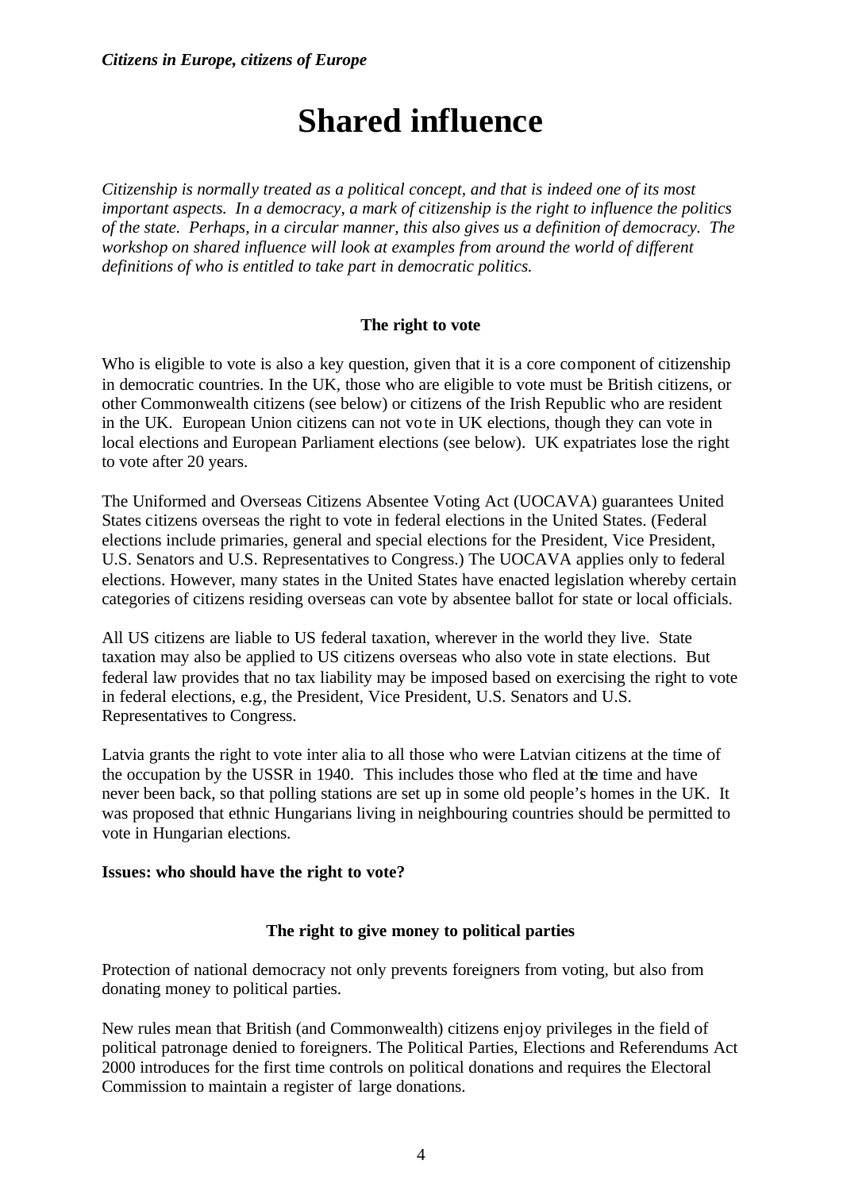# Shared influence

*Citizenship is normally treated as a political concept, and that is indeed one of its most important aspects. In a democracy, a mark of citizenship is the right to influence the politics of the state. Perhaps, in a circular manner, this also gives us a definition of democracy. The workshop on shared influence will look at examples from around the world of different definitions of who is entitled to take part in democratic politics.*

### The right to vote

Who is eligible to vote is also a key question, given that it is a core component of citizenship in democratic countries. In the UK, those who are eligible to vote must be British citizens, or other Commonwealth citizens (see below) or citizens of the Irish Republic who are resident in the UK. European Union citizens can not vote in UK elections, though they can vote in local elections and European Parliament elections (see below). UK expatriates lose the right to vote after 20 years.

The Uniformed and Overseas Citizens Absentee Voting Act (UOCAVA) guarantees United States citizens overseas the right to vote in federal elections in the United States. (Federal elections include primaries, general and special elections for the President, Vice President, U.S. Senators and U.S. Representatives to Congress.) The UOCAVA applies only to federal elections. However, many states in the United States have enacted legislation whereby certain categories of citizens residing overseas can vote by absentee ballot for state or local officials.

All US citizens are liable to US federal taxation, wherever in the world they live. State taxation may also be applied to US citizens overseas who also vote in state elections. But federal law provides that no tax liability may be imposed based on exercising the right to vote in federal elections, e.g., the President, Vice President, U.S. Senators and U.S. Representatives to Congress.

Latvia grants the right to vote inter alia to all those who were Latvian citizens at the time of the occupation by the USSR in 1940. This includes those who fled at the time and have never been back, so that polling stations are set up in some old people's homes in the UK. It was proposed that ethnic Hungarians living in neighbouring countries should be permitted to vote in Hungarian elections.

**Issues: who should have the right to vote?**

### The right to give money to political parties

Protection of national democracy not only prevents foreigners from voting, but also from donating money to political parties.

New rules mean that British (and Commonwealth) citizens enjoy privileges in the field of political patronage denied to foreigners. The Political Parties, Elections and Referendums Act 2000 introduces for the first time controls on political donations and requires the Electoral Commission to maintain a register of large donations.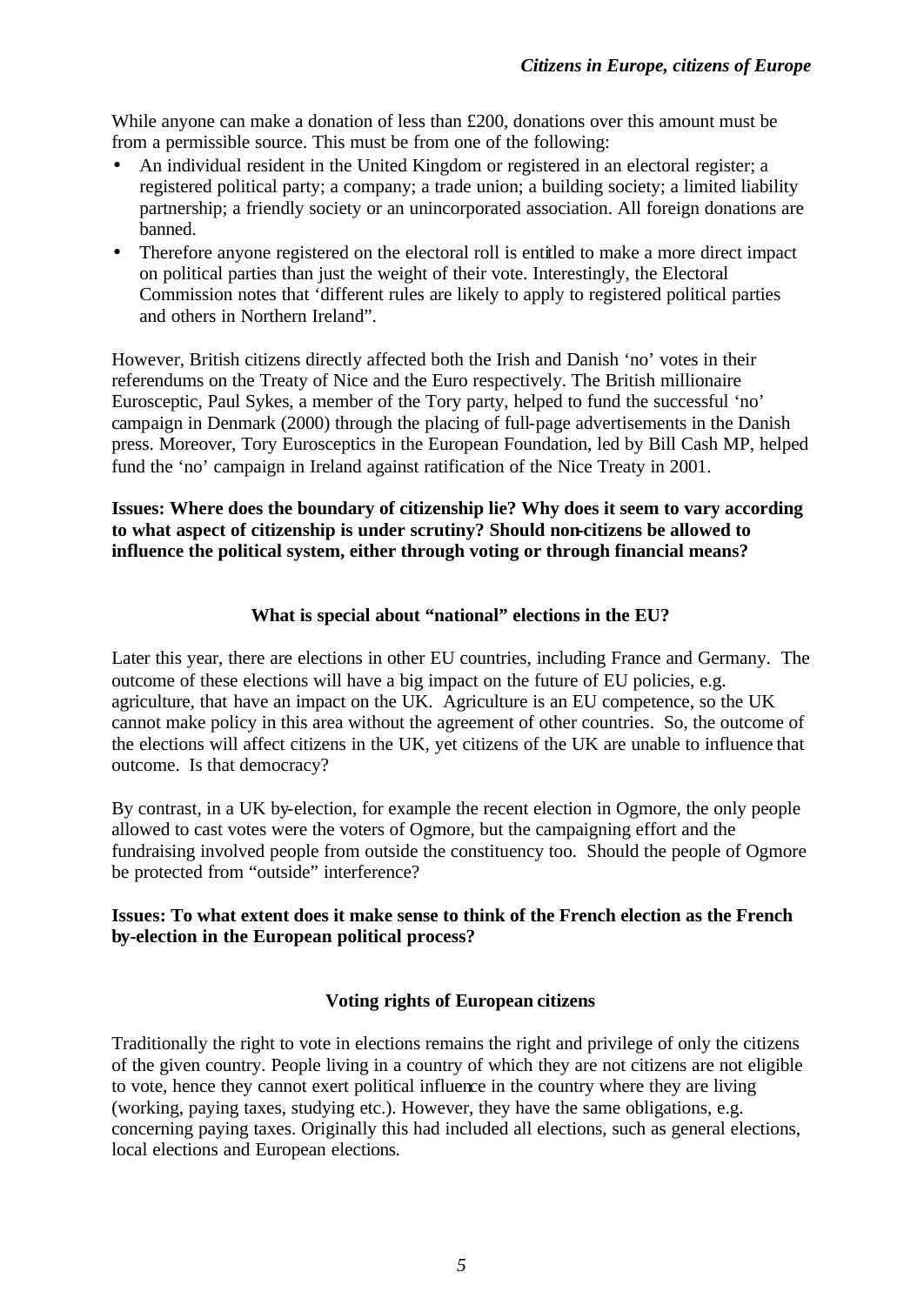While anyone can make a donation of less than £200, donations over this amount must be from a permissible source. This must be from one of the following:

- An individual resident in the United Kingdom or registered in an electoral register; a registered political party; a company; a trade union; a building society; a limited liability partnership; a friendly society or an unincorporated association. All foreign donations are banned.
- Therefore anyone registered on the electoral roll is entitled to make a more direct impact on political parties than just the weight of their vote. Interestingly, the Electoral Commission notes that 'different rules are likely to apply to registered political parties and others in Northern Ireland".

However, British citizens directly affected both the Irish and Danish 'no' votes in their referendums on the Treaty of Nice and the Euro respectively. The British millionaire Eurosceptic, Paul Sykes, a member of the Tory party, helped to fund the successful 'no' campaign in Denmark (2000) through the placing of full-page advertisements in the Danish press. Moreover, Tory Eurosceptics in the European Foundation, led by Bill Cash MP, helped fund the 'no' campaign in Ireland against ratification of the Nice Treaty in 2001.

**Issues: Where does the boundary of citizenship lie? Why does it seem to vary according to what aspect of citizenship is under scrutiny? Should non-citizens be allowed to influence the political system, either through voting or through financial means?**

### What is special about "national" elections in the EU?

Later this year, there are elections in other EU countries, including France and Germany. The outcome of these elections will have a big impact on the future of EU policies, e.g. agriculture, that have an impact on the UK. Agriculture is an EU competence, so the UK cannot make policy in this area without the agreement of other countries. So, the outcome of the elections will affect citizens in the UK, yet citizens of the UK are unable to influence that outcome. Is that democracy?

By contrast, in a UK by-election, for example the recent election in Ogmore, the only people allowed to cast votes were the voters of Ogmore, but the campaigning effort and the fundraising involved people from outside the constituency too. Should the people of Ogmore be protected from "outside" interference?

**Issues: To what extent does it make sense to think of the French election as the French by-election in the European political process?**

### Voting rights of European citizens

Traditionally the right to vote in elections remains the right and privilege of only the citizens of the given country. People living in a country of which they are not citizens are not eligible to vote, hence they cannot exert political influence in the country where they are living (working, paying taxes, studying etc.). However, they have the same obligations, e.g. concerning paying taxes. Originally this had included all elections, such as general elections, local elections and European elections.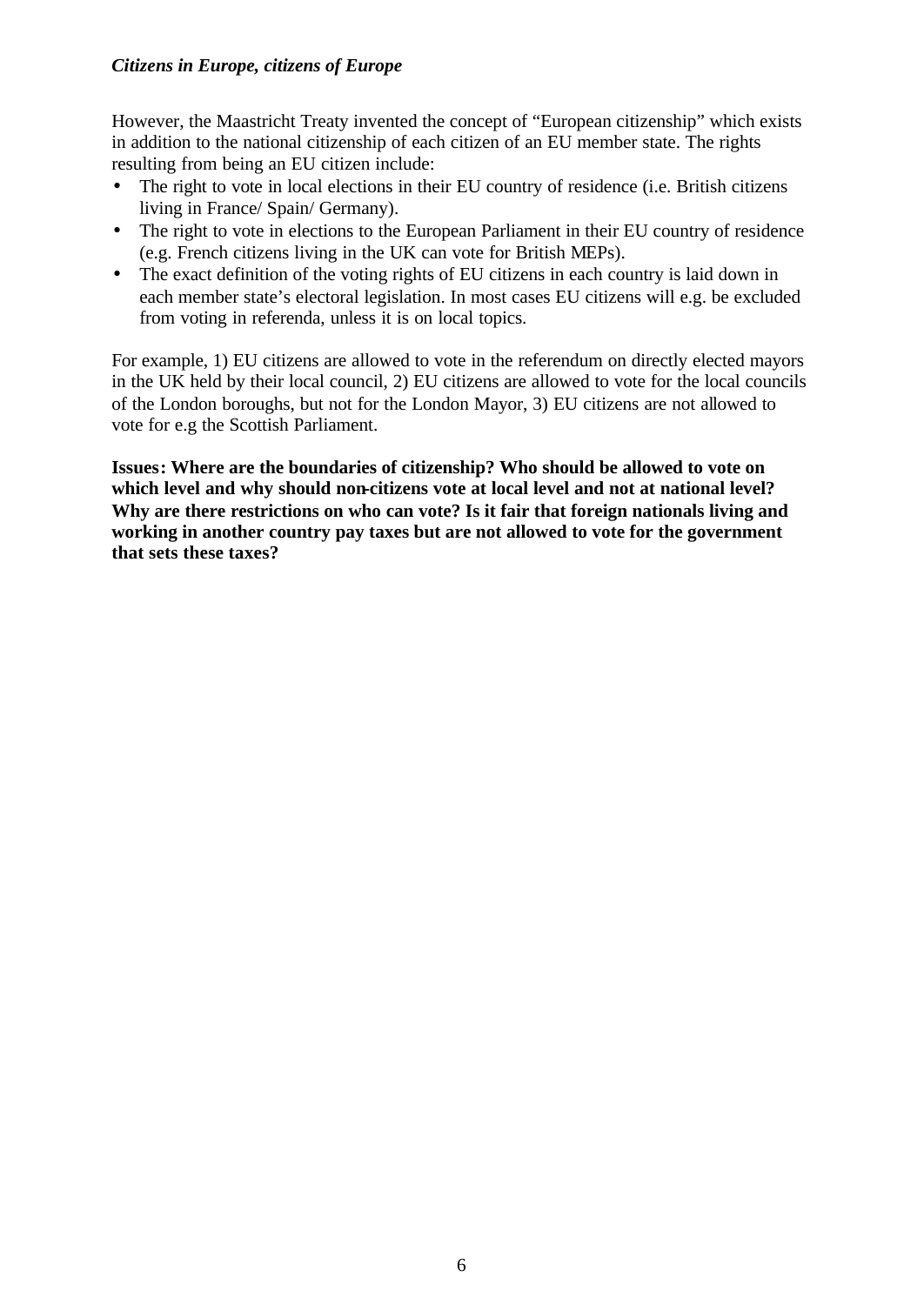*Citizens in Europe, citizens of Europe*

However, the Maastricht Treaty invented the concept of "European citizenship" which exists in addition to the national citizenship of each citizen of an EU member state. The rights resulting from being an EU citizen include:

- The right to vote in local elections in their EU country of residence (i.e. British citizens living in France/ Spain/ Germany).
- The right to vote in elections to the European Parliament in their EU country of residence (e.g. French citizens living in the UK can vote for British MEPs).
- The exact definition of the voting rights of EU citizens in each country is laid down in each member state's electoral legislation. In most cases EU citizens will e.g. be excluded from voting in referenda, unless it is on local topics.

For example, 1) EU citizens are allowed to vote in the referendum on directly elected mayors in the UK held by their local council, 2) EU citizens are allowed to vote for the local councils of the London boroughs, but not for the London Mayor, 3) EU citizens are not allowed to vote for e.g the Scottish Parliament.

**Issues: Where are the boundaries of citizenship? Who should be allowed to vote on which level and why should non-citizens vote at local level and not at national level? Why are there restrictions on who can vote? Is it fair that foreign nationals living and working in another country pay taxes but are not allowed to vote for the government that sets these taxes?**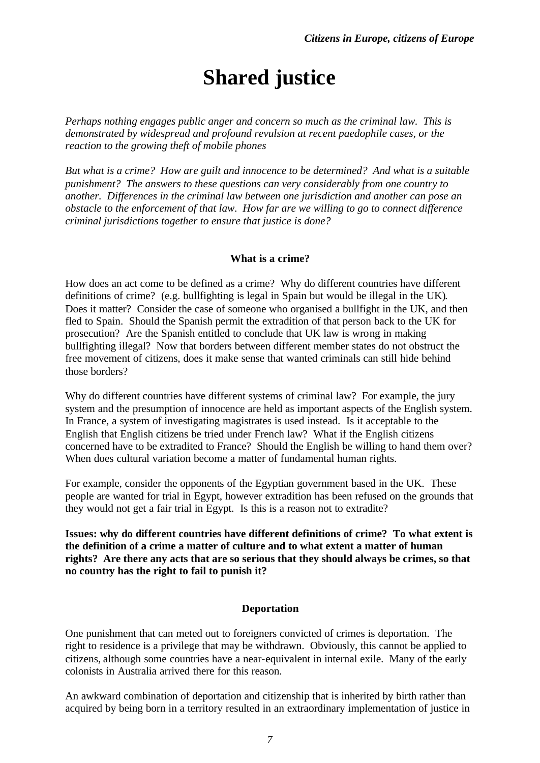# Shared justice

*Perhaps nothing engages public anger and concern so much as the criminal law. This is demonstrated by widespread and profound revulsion at recent paedophile cases, or the reaction to the growing theft of mobile phones*

*But what is a crime? How are guilt and innocence to be determined? And what is a suitable punishment? The answers to these questions can very considerably from one country to another. Differences in the criminal law between one jurisdiction and another can pose an obstacle to the enforcement of that law. How far are we willing to go to connect difference criminal jurisdictions together to ensure that justice is done?*

### What is a crime?

How does an act come to be defined as a crime? Why do different countries have different definitions of crime? (e.g. bullfighting is legal in Spain but would be illegal in the UK). Does it matter? Consider the case of someone who organised a bullfight in the UK, and then fled to Spain. Should the Spanish permit the extradition of that person back to the UK for prosecution? Are the Spanish entitled to conclude that UK law is wrong in making bullfighting illegal? Now that borders between different member states do not obstruct the free movement of citizens, does it make sense that wanted criminals can still hide behind those borders?

Why do different countries have different systems of criminal law? For example, the jury system and the presumption of innocence are held as important aspects of the English system. In France, a system of investigating magistrates is used instead. Is it acceptable to the English that English citizens be tried under French law? What if the English citizens concerned have to be extradited to France? Should the English be willing to hand them over? When does cultural variation become a matter of fundamental human rights.

For example, consider the opponents of the Egyptian government based in the UK. These people are wanted for trial in Egypt, however extradition has been refused on the grounds that they would not get a fair trial in Egypt. Is this is a reason not to extradite?

**Issues: why do different countries have different definitions of crime? To what extent is the definition of a crime a matter of culture and to what extent a matter of human rights? Are there any acts that are so serious that they should always be crimes, so that no country has the right to fail to punish it?**

### Deportation

One punishment that can meted out to foreigners convicted of crimes is deportation. The right to residence is a privilege that may be withdrawn. Obviously, this cannot be applied to citizens, although some countries have a near-equivalent in internal exile. Many of the early colonists in Australia arrived there for this reason.

An awkward combination of deportation and citizenship that is inherited by birth rather than acquired by being born in a territory resulted in an extraordinary implementation of justice in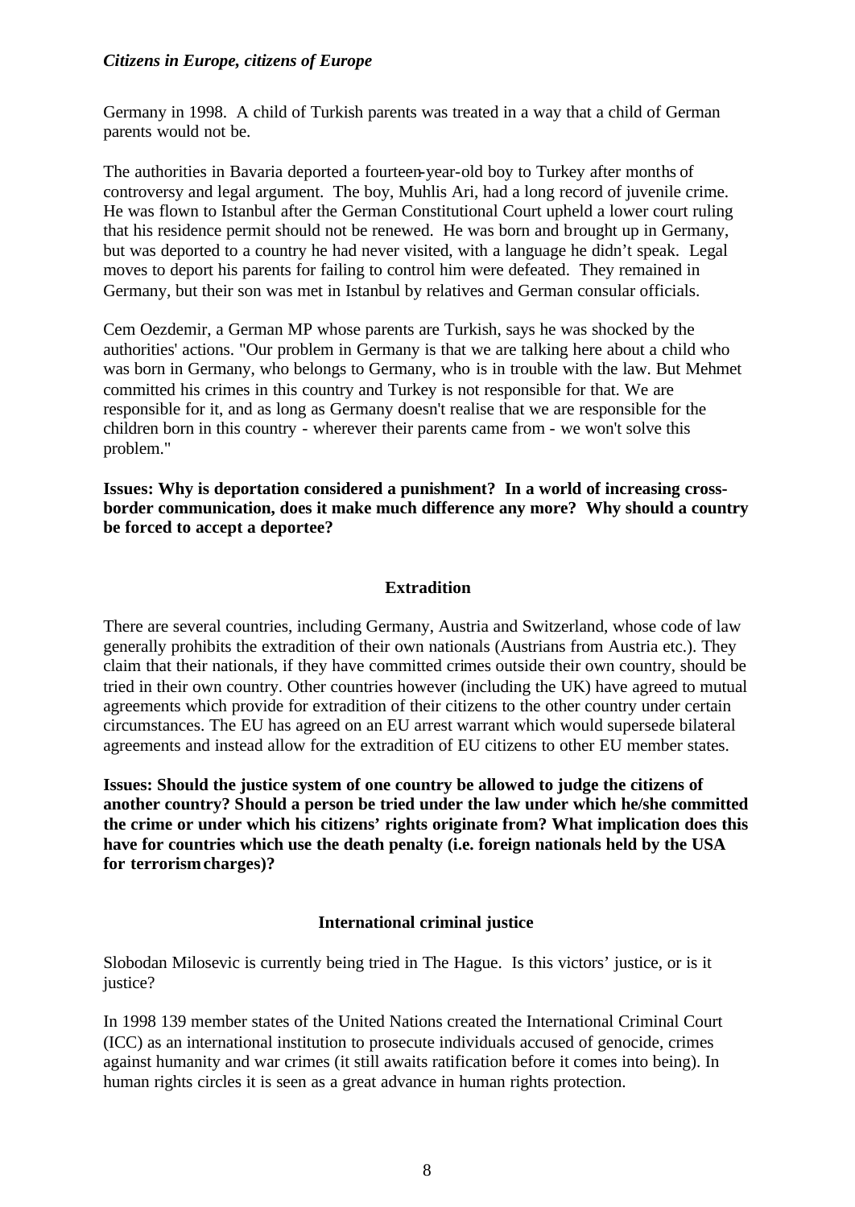Germany in 1998. A child of Turkish parents was treated in a way that a child of German parents would not be.

The authorities in Bavaria deported a fourteen-year-old boy to Turkey after months of controversy and legal argument. The boy, Muhlis Ari, had a long record of juvenile crime. He was flown to Istanbul after the German Constitutional Court upheld a lower court ruling that his residence permit should not be renewed. He was born and brought up in Germany, but was deported to a country he had never visited, with a language he didn't speak. Legal moves to deport his parents for failing to control him were defeated. They remained in Germany, but their son was met in Istanbul by relatives and German consular officials.

Cem Oezdemir, a German MP whose parents are Turkish, says he was shocked by the authorities' actions. "Our problem in Germany is that we are talking here about a child who was born in Germany, who belongs to Germany, who is in trouble with the law. But Mehmet committed his crimes in this country and Turkey is not responsible for that. We are responsible for it, and as long as Germany doesn't realise that we are responsible for the children born in this country - wherever their parents came from - we won't solve this problem."

**Issues: Why is deportation considered a punishment? In a world of increasing cross-border communication, does it make much difference any more? Why should a country be forced to accept a deportee?**

## Extradition

There are several countries, including Germany, Austria and Switzerland, whose code of law generally prohibits the extradition of their own nationals (Austrians from Austria etc.). They claim that their nationals, if they have committed crimes outside their own country, should be tried in their own country. Other countries however (including the UK) have agreed to mutual agreements which provide for extradition of their citizens to the other country under certain circumstances. The EU has agreed on an EU arrest warrant which would supersede bilateral agreements and instead allow for the extradition of EU citizens to other EU member states.

**Issues: Should the justice system of one country be allowed to judge the citizens of another country? Should a person be tried under the law under which he/she committed the crime or under which his citizens' rights originate from? What implication does this have for countries which use the death penalty (i.e. foreign nationals held by the USA for terrorism charges)?**

## International criminal justice

Slobodan Milosevic is currently being tried in The Hague. Is this victors' justice, or is it justice?

In 1998 139 member states of the United Nations created the International Criminal Court (ICC) as an international institution to prosecute individuals accused of genocide, crimes against humanity and war crimes (it still awaits ratification before it comes into being). In human rights circles it is seen as a great advance in human rights protection.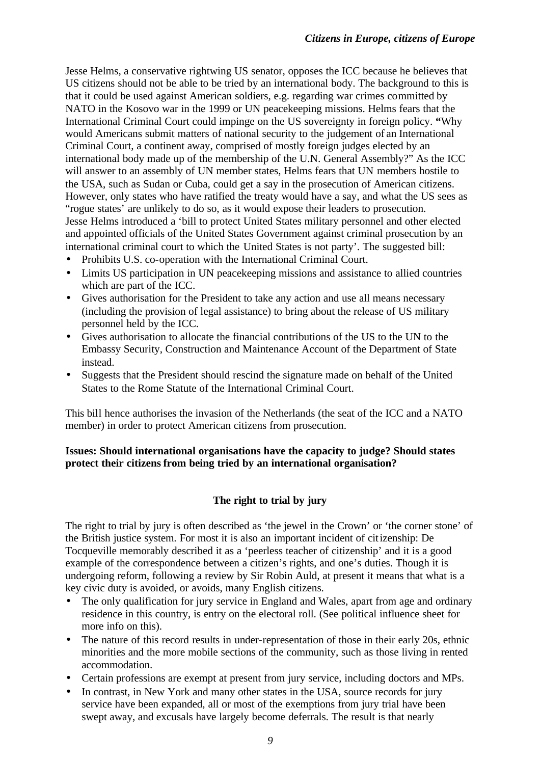Jesse Helms, a conservative rightwing US senator, opposes the ICC because he believes that US citizens should not be able to be tried by an international body. The background to this is that it could be used against American soldiers, e.g. regarding war crimes committed by NATO in the Kosovo war in the 1999 or UN peacekeeping missions. Helms fears that the International Criminal Court could impinge on the US sovereignty in foreign policy. **"**Why would Americans submit matters of national security to the judgement of an International Criminal Court, a continent away, comprised of mostly foreign judges elected by an international body made up of the membership of the U.N. General Assembly?" As the ICC will answer to an assembly of UN member states, Helms fears that UN members hostile to the USA, such as Sudan or Cuba, could get a say in the prosecution of American citizens. However, only states who have ratified the treaty would have a say, and what the US sees as "rogue states' are unlikely to do so, as it would expose their leaders to prosecution. Jesse Helms introduced a 'bill to protect United States military personnel and other elected and appointed officials of the United States Government against criminal prosecution by an international criminal court to which the United States is not party'. The suggested bill:

- Prohibits U.S. co-operation with the International Criminal Court.
- Limits US participation in UN peacekeeping missions and assistance to allied countries which are part of the ICC.
- Gives authorisation for the President to take any action and use all means necessary (including the provision of legal assistance) to bring about the release of US military personnel held by the ICC.
- Gives authorisation to allocate the financial contributions of the US to the UN to the Embassy Security, Construction and Maintenance Account of the Department of State instead.
- Suggests that the President should rescind the signature made on behalf of the United States to the Rome Statute of the International Criminal Court.

This bill hence authorises the invasion of the Netherlands (the seat of the ICC and a NATO member) in order to protect American citizens from prosecution.

**Issues: Should international organisations have the capacity to judge? Should states protect their citizens from being tried by an international organisation?**

## The right to trial by jury

The right to trial by jury is often described as 'the jewel in the Crown' or 'the corner stone' of the British justice system. For most it is also an important incident of citizenship: De Tocqueville memorably described it as a 'peerless teacher of citizenship' and it is a good example of the correspondence between a citizen's rights, and one's duties. Though it is undergoing reform, following a review by Sir Robin Auld, at present it means that what is a key civic duty is avoided, or avoids, many English citizens.

- The only qualification for jury service in England and Wales, apart from age and ordinary residence in this country, is entry on the electoral roll. (See political influence sheet for more info on this).
- The nature of this record results in under-representation of those in their early 20s, ethnic minorities and the more mobile sections of the community, such as those living in rented accommodation.
- Certain professions are exempt at present from jury service, including doctors and MPs.
- In contrast, in New York and many other states in the USA, source records for jury service have been expanded, all or most of the exemptions from jury trial have been swept away, and excusals have largely become deferrals. The result is that nearly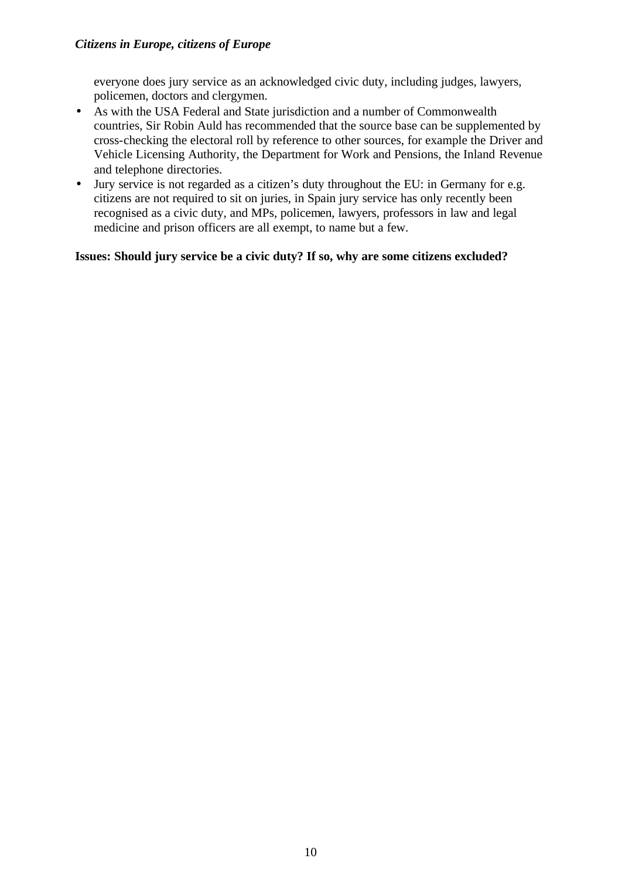everyone does jury service as an acknowledged civic duty, including judges, lawyers, policemen, doctors and clergymen.

- As with the USA Federal and State jurisdiction and a number of Commonwealth countries, Sir Robin Auld has recommended that the source base can be supplemented by cross-checking the electoral roll by reference to other sources, for example the Driver and Vehicle Licensing Authority, the Department for Work and Pensions, the Inland Revenue and telephone directories.
- Jury service is not regarded as a citizen's duty throughout the EU: in Germany for e.g. citizens are not required to sit on juries, in Spain jury service has only recently been recognised as a civic duty, and MPs, policemen, lawyers, professors in law and legal medicine and prison officers are all exempt, to name but a few.

**Issues: Should jury service be a civic duty? If so, why are some citizens excluded?**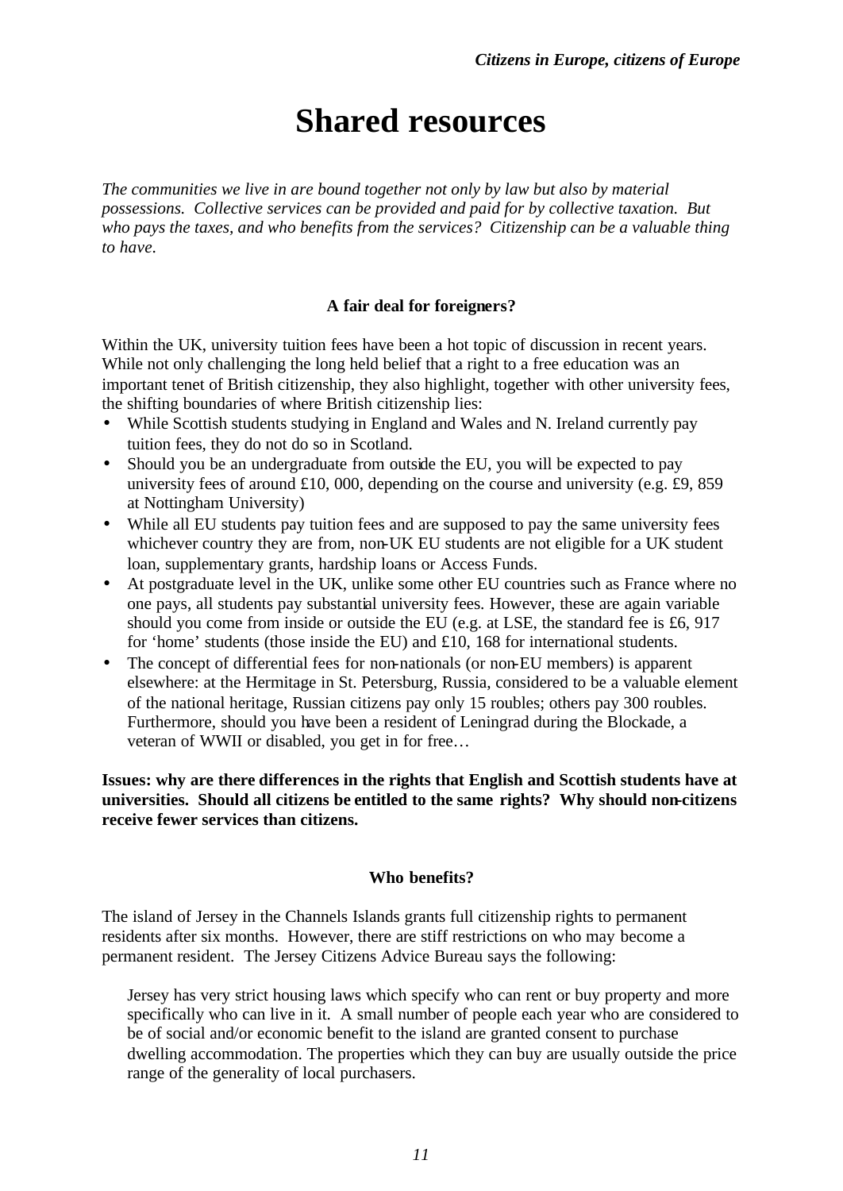# Shared resources

*The communities we live in are bound together not only by law but also by material possessions. Collective services can be provided and paid for by collective taxation. But who pays the taxes, and who benefits from the services? Citizenship can be a valuable thing to have.*

### A fair deal for foreigners?

Within the UK, university tuition fees have been a hot topic of discussion in recent years. While not only challenging the long held belief that a right to a free education was an important tenet of British citizenship, they also highlight, together with other university fees, the shifting boundaries of where British citizenship lies:

- While Scottish students studying in England and Wales and N. Ireland currently pay tuition fees, they do not do so in Scotland.
- Should you be an undergraduate from outside the EU, you will be expected to pay university fees of around £10, 000, depending on the course and university (e.g. £9, 859 at Nottingham University)
- While all EU students pay tuition fees and are supposed to pay the same university fees whichever country they are from, non-UK EU students are not eligible for a UK student loan, supplementary grants, hardship loans or Access Funds.
- At postgraduate level in the UK, unlike some other EU countries such as France where no one pays, all students pay substantial university fees. However, these are again variable should you come from inside or outside the EU (e.g. at LSE, the standard fee is £6, 917 for 'home' students (those inside the EU) and £10, 168 for international students.
- The concept of differential fees for non-nationals (or non-EU members) is apparent elsewhere: at the Hermitage in St. Petersburg, Russia, considered to be a valuable element of the national heritage, Russian citizens pay only 15 roubles; others pay 300 roubles. Furthermore, should you have been a resident of Leningrad during the Blockade, a veteran of WWII or disabled, you get in for free…

**Issues: why are there differences in the rights that English and Scottish students have at universities. Should all citizens be entitled to the same rights? Why should non-citizens receive fewer services than citizens.**

### Who benefits?

The island of Jersey in the Channels Islands grants full citizenship rights to permanent residents after six months. However, there are stiff restrictions on who may become a permanent resident. The Jersey Citizens Advice Bureau says the following:

> Jersey has very strict housing laws which specify who can rent or buy property and more specifically who can live in it. A small number of people each year who are considered to be of social and/or economic benefit to the island are granted consent to purchase dwelling accommodation. The properties which they can buy are usually outside the price range of the generality of local purchasers.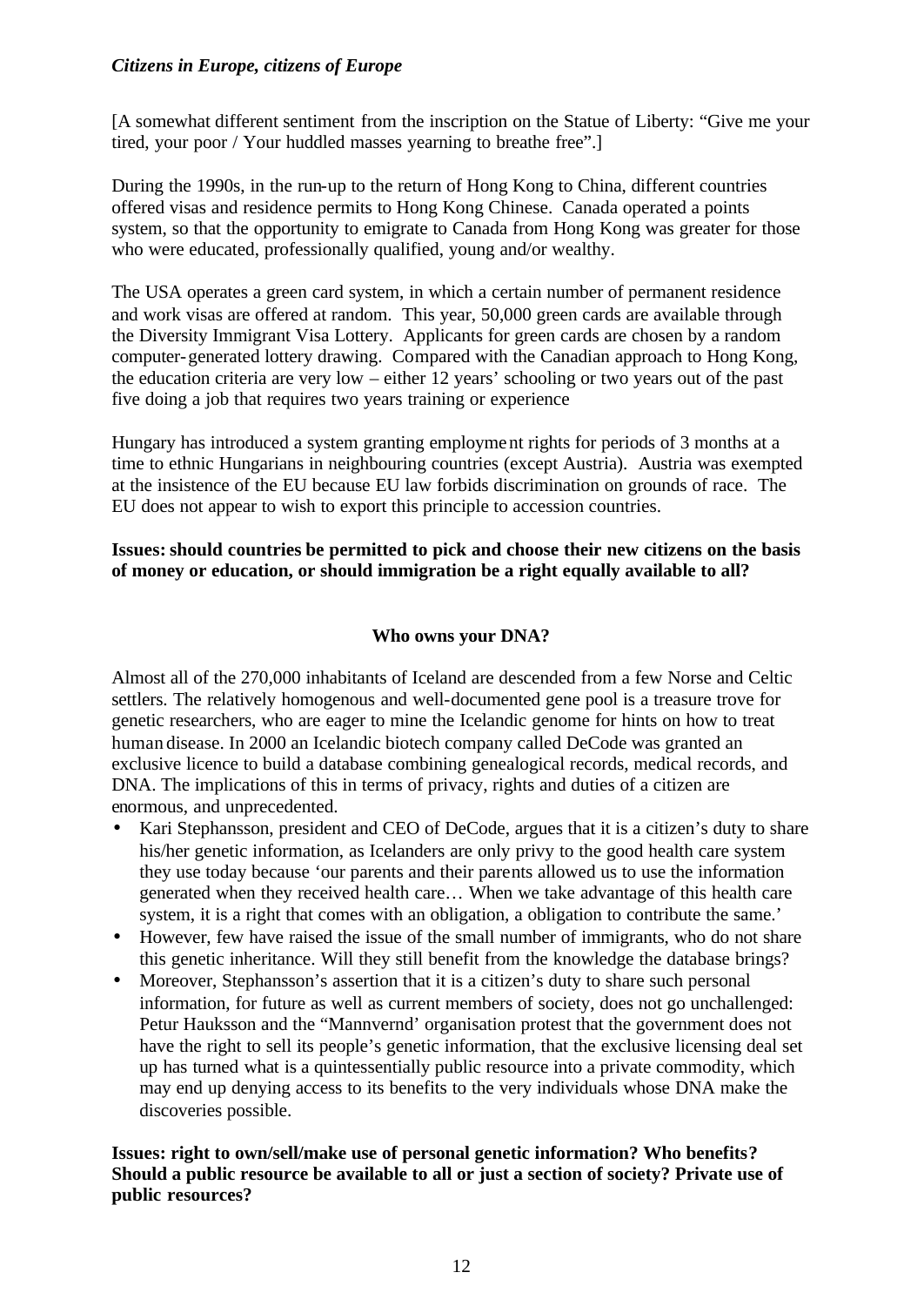[A somewhat different sentiment from the inscription on the Statue of Liberty: "Give me your tired, your poor / Your huddled masses yearning to breathe free".]

During the 1990s, in the run-up to the return of Hong Kong to China, different countries offered visas and residence permits to Hong Kong Chinese. Canada operated a points system, so that the opportunity to emigrate to Canada from Hong Kong was greater for those who were educated, professionally qualified, young and/or wealthy.

The USA operates a green card system, in which a certain number of permanent residence and work visas are offered at random. This year, 50,000 green cards are available through the Diversity Immigrant Visa Lottery. Applicants for green cards are chosen by a random computer-generated lottery drawing. Compared with the Canadian approach to Hong Kong, the education criteria are very low – either 12 years' schooling or two years out of the past five doing a job that requires two years training or experience

Hungary has introduced a system granting employment rights for periods of 3 months at a time to ethnic Hungarians in neighbouring countries (except Austria). Austria was exempted at the insistence of the EU because EU law forbids discrimination on grounds of race. The EU does not appear to wish to export this principle to accession countries.

**Issues: should countries be permitted to pick and choose their new citizens on the basis of money or education, or should immigration be a right equally available to all?**

## Who owns your DNA?

Almost all of the 270,000 inhabitants of Iceland are descended from a few Norse and Celtic settlers. The relatively homogenous and well-documented gene pool is a treasure trove for genetic researchers, who are eager to mine the Icelandic genome for hints on how to treat human disease. In 2000 an Icelandic biotech company called DeCode was granted an exclusive licence to build a database combining genealogical records, medical records, and DNA. The implications of this in terms of privacy, rights and duties of a citizen are enormous, and unprecedented.

- Kari Stephansson, president and CEO of DeCode, argues that it is a citizen's duty to share his/her genetic information, as Icelanders are only privy to the good health care system they use today because 'our parents and their parents allowed us to use the information generated when they received health care… When we take advantage of this health care system, it is a right that comes with an obligation, a obligation to contribute the same.'
- However, few have raised the issue of the small number of immigrants, who do not share this genetic inheritance. Will they still benefit from the knowledge the database brings?
- Moreover, Stephansson's assertion that it is a citizen's duty to share such personal information, for future as well as current members of society, does not go unchallenged: Petur Hauksson and the "Mannvernd' organisation protest that the government does not have the right to sell its people's genetic information, that the exclusive licensing deal set up has turned what is a quintessentially public resource into a private commodity, which may end up denying access to its benefits to the very individuals whose DNA make the discoveries possible.

**Issues: right to own/sell/make use of personal genetic information? Who benefits? Should a public resource be available to all or just a section of society? Private use of public resources?**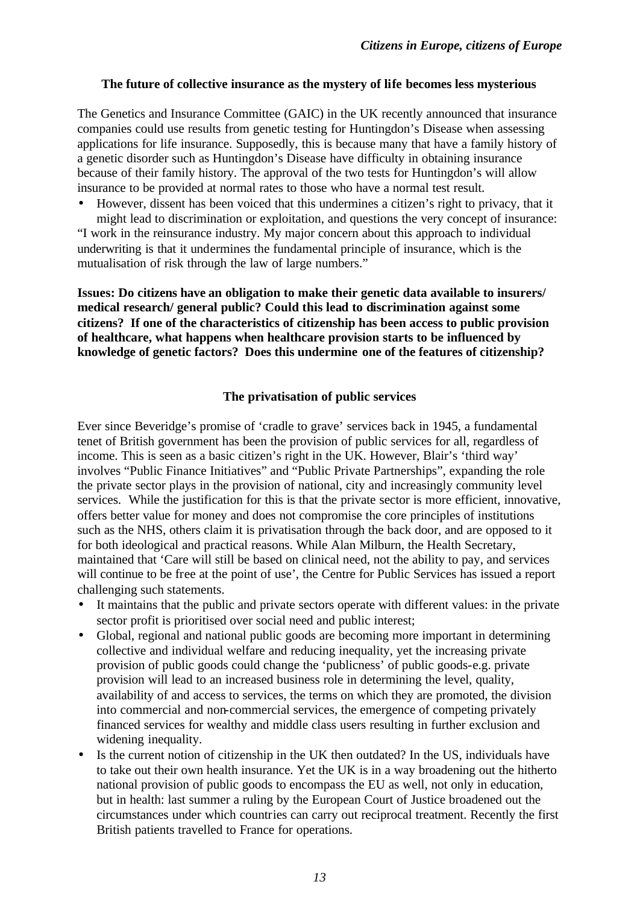### The future of collective insurance as the mystery of life becomes less mysterious

The Genetics and Insurance Committee (GAIC) in the UK recently announced that insurance companies could use results from genetic testing for Huntingdon's Disease when assessing applications for life insurance. Supposedly, this is because many that have a family history of a genetic disorder such as Huntingdon's Disease have difficulty in obtaining insurance because of their family history. The approval of the two tests for Huntingdon's will allow insurance to be provided at normal rates to those who have a normal test result.

- However, dissent has been voiced that this undermines a citizen's right to privacy, that it might lead to discrimination or exploitation, and questions the very concept of insurance:

"I work in the reinsurance industry. My major concern about this approach to individual underwriting is that it undermines the fundamental principle of insurance, which is the mutualisation of risk through the law of large numbers."

**Issues: Do citizens have an obligation to make their genetic data available to insurers/ medical research/ general public? Could this lead to discrimination against some citizens? If one of the characteristics of citizenship has been access to public provision of healthcare, what happens when healthcare provision starts to be influenced by knowledge of genetic factors? Does this undermine one of the features of citizenship?**

### The privatisation of public services

Ever since Beveridge's promise of 'cradle to grave' services back in 1945, a fundamental tenet of British government has been the provision of public services for all, regardless of income. This is seen as a basic citizen's right in the UK. However, Blair's 'third way' involves "Public Finance Initiatives" and "Public Private Partnerships", expanding the role the private sector plays in the provision of national, city and increasingly community level services. While the justification for this is that the private sector is more efficient, innovative, offers better value for money and does not compromise the core principles of institutions such as the NHS, others claim it is privatisation through the back door, and are opposed to it for both ideological and practical reasons. While Alan Milburn, the Health Secretary, maintained that 'Care will still be based on clinical need, not the ability to pay, and services will continue to be free at the point of use', the Centre for Public Services has issued a report challenging such statements.

- It maintains that the public and private sectors operate with different values: in the private sector profit is prioritised over social need and public interest;
- Global, regional and national public goods are becoming more important in determining collective and individual welfare and reducing inequality, yet the increasing private provision of public goods could change the 'publicness' of public goods-e.g. private provision will lead to an increased business role in determining the level, quality, availability of and access to services, the terms on which they are promoted, the division into commercial and non-commercial services, the emergence of competing privately financed services for wealthy and middle class users resulting in further exclusion and widening inequality.
- Is the current notion of citizenship in the UK then outdated? In the US, individuals have to take out their own health insurance. Yet the UK is in a way broadening out the hitherto national provision of public goods to encompass the EU as well, not only in education, but in health: last summer a ruling by the European Court of Justice broadened out the circumstances under which countries can carry out reciprocal treatment. Recently the first British patients travelled to France for operations.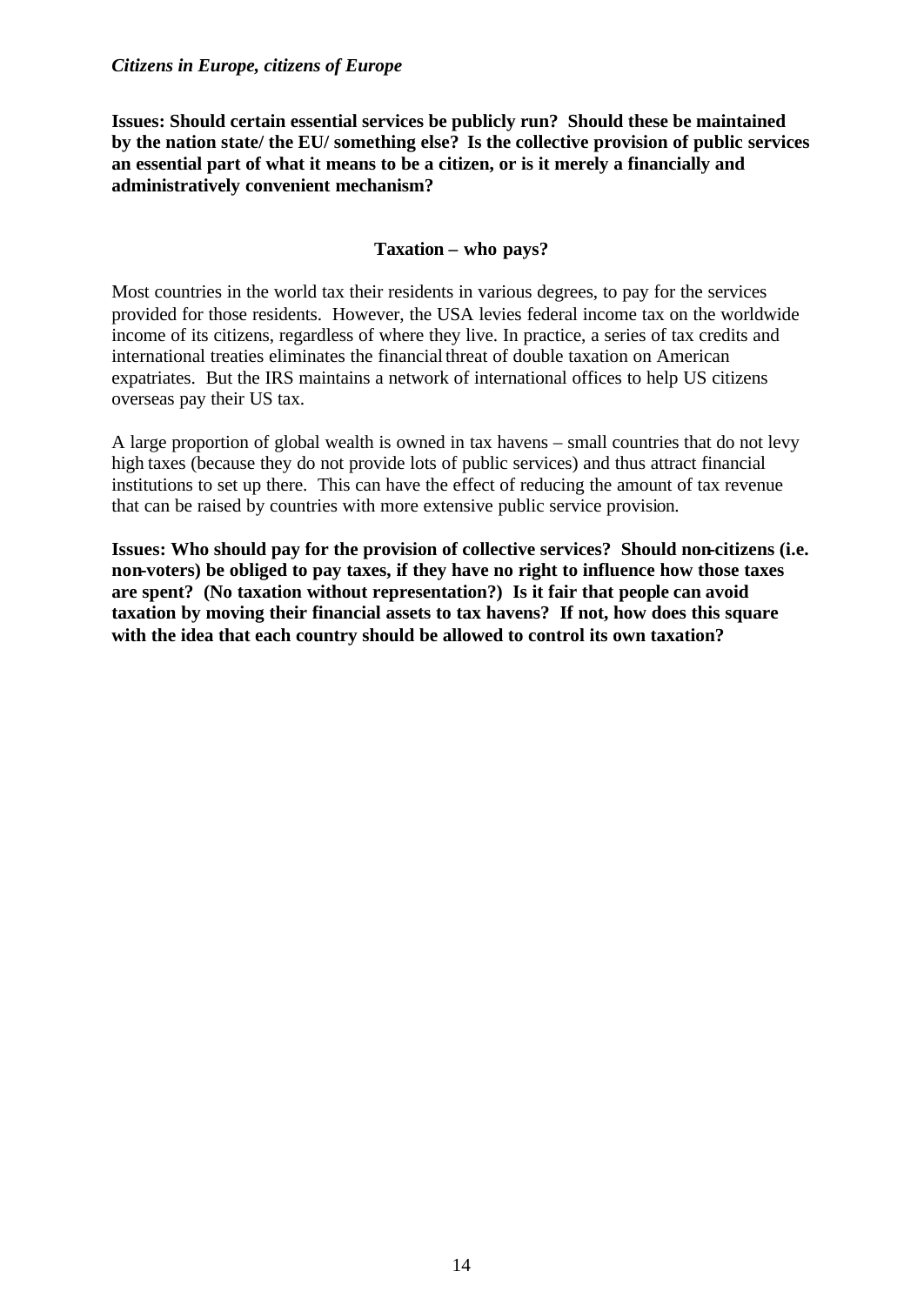**Issues: Should certain essential services be publicly run? Should these be maintained by the nation state/ the EU/ something else? Is the collective provision of public services an essential part of what it means to be a citizen, or is it merely a financially and administratively convenient mechanism?**

## Taxation – who pays?

Most countries in the world tax their residents in various degrees, to pay for the services provided for those residents. However, the USA levies federal income tax on the worldwide income of its citizens, regardless of where they live. In practice, a series of tax credits and international treaties eliminates the financial threat of double taxation on American expatriates. But the IRS maintains a network of international offices to help US citizens overseas pay their US tax.

A large proportion of global wealth is owned in tax havens – small countries that do not levy high taxes (because they do not provide lots of public services) and thus attract financial institutions to set up there. This can have the effect of reducing the amount of tax revenue that can be raised by countries with more extensive public service provision.

**Issues: Who should pay for the provision of collective services? Should non-citizens (i.e. non-voters) be obliged to pay taxes, if they have no right to influence how those taxes are spent? (No taxation without representation?) Is it fair that people can avoid taxation by moving their financial assets to tax havens? If not, how does this square with the idea that each country should be allowed to control its own taxation?**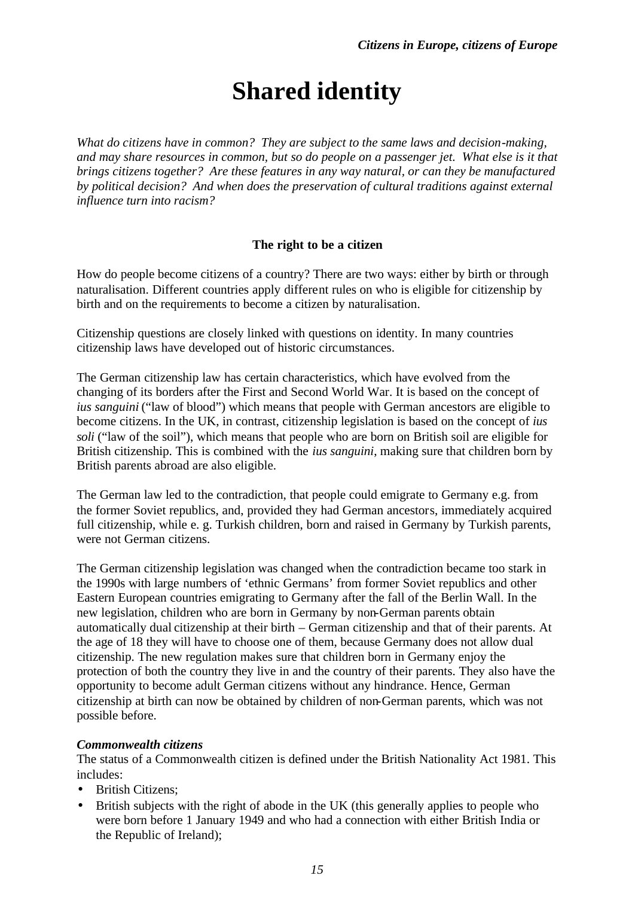# Shared identity

*What do citizens have in common? They are subject to the same laws and decision-making, and may share resources in common, but so do people on a passenger jet. What else is it that brings citizens together? Are these features in any way natural, or can they be manufactured by political decision? And when does the preservation of cultural traditions against external influence turn into racism?*

**The right to be a citizen**

How do people become citizens of a country? There are two ways: either by birth or through naturalisation. Different countries apply different rules on who is eligible for citizenship by birth and on the requirements to become a citizen by naturalisation.

Citizenship questions are closely linked with questions on identity. In many countries citizenship laws have developed out of historic circumstances.

The German citizenship law has certain characteristics, which have evolved from the changing of its borders after the First and Second World War. It is based on the concept of *ius sanguini* ("law of blood") which means that people with German ancestors are eligible to become citizens. In the UK, in contrast, citizenship legislation is based on the concept of *ius soli* ("law of the soil"), which means that people who are born on British soil are eligible for British citizenship. This is combined with the *ius sanguini*, making sure that children born by British parents abroad are also eligible.

The German law led to the contradiction, that people could emigrate to Germany e.g. from the former Soviet republics, and, provided they had German ancestors, immediately acquired full citizenship, while e. g. Turkish children, born and raised in Germany by Turkish parents, were not German citizens.

The German citizenship legislation was changed when the contradiction became too stark in the 1990s with large numbers of 'ethnic Germans' from former Soviet republics and other Eastern European countries emigrating to Germany after the fall of the Berlin Wall. In the new legislation, children who are born in Germany by non-German parents obtain automatically dual citizenship at their birth – German citizenship and that of their parents. At the age of 18 they will have to choose one of them, because Germany does not allow dual citizenship. The new regulation makes sure that children born in Germany enjoy the protection of both the country they live in and the country of their parents. They also have the opportunity to become adult German citizens without any hindrance. Hence, German citizenship at birth can now be obtained by children of non-German parents, which was not possible before.

***Commonwealth citizens***

The status of a Commonwealth citizen is defined under the British Nationality Act 1981. This includes:

- British Citizens;
- British subjects with the right of abode in the UK (this generally applies to people who were born before 1 January 1949 and who had a connection with either British India or the Republic of Ireland);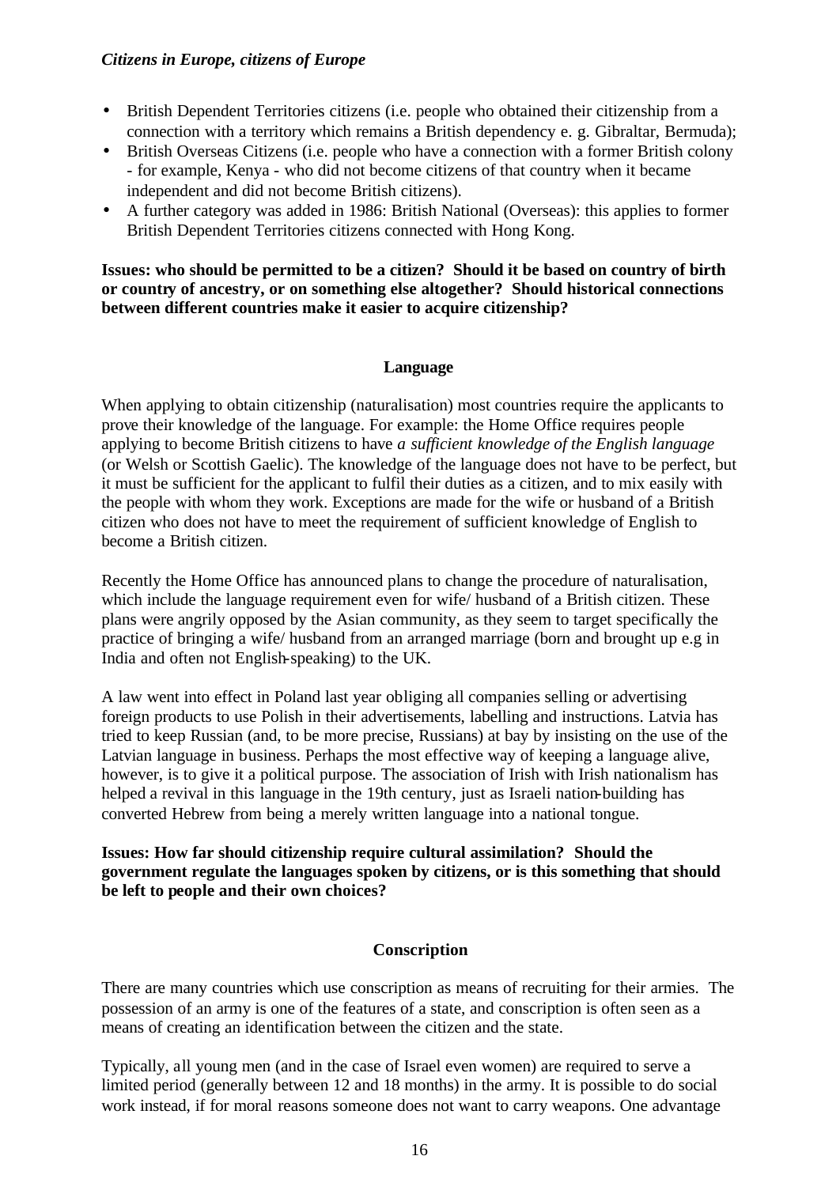- British Dependent Territories citizens (i.e. people who obtained their citizenship from a connection with a territory which remains a British dependency e. g. Gibraltar, Bermuda);
- British Overseas Citizens (i.e. people who have a connection with a former British colony - for example, Kenya - who did not become citizens of that country when it became independent and did not become British citizens).
- A further category was added in 1986: British National (Overseas): this applies to former British Dependent Territories citizens connected with Hong Kong.

**Issues: who should be permitted to be a citizen? Should it be based on country of birth or country of ancestry, or on something else altogether? Should historical connections between different countries make it easier to acquire citizenship?**

## Language

When applying to obtain citizenship (naturalisation) most countries require the applicants to prove their knowledge of the language. For example: the Home Office requires people applying to become British citizens to have *a sufficient knowledge of the English language* (or Welsh or Scottish Gaelic). The knowledge of the language does not have to be perfect, but it must be sufficient for the applicant to fulfil their duties as a citizen, and to mix easily with the people with whom they work. Exceptions are made for the wife or husband of a British citizen who does not have to meet the requirement of sufficient knowledge of English to become a British citizen.

Recently the Home Office has announced plans to change the procedure of naturalisation, which include the language requirement even for wife/ husband of a British citizen. These plans were angrily opposed by the Asian community, as they seem to target specifically the practice of bringing a wife/ husband from an arranged marriage (born and brought up e.g in India and often not English-speaking) to the UK.

A law went into effect in Poland last year obliging all companies selling or advertising foreign products to use Polish in their advertisements, labelling and instructions. Latvia has tried to keep Russian (and, to be more precise, Russians) at bay by insisting on the use of the Latvian language in business. Perhaps the most effective way of keeping a language alive, however, is to give it a political purpose. The association of Irish with Irish nationalism has helped a revival in this language in the 19th century, just as Israeli nation-building has converted Hebrew from being a merely written language into a national tongue.

**Issues: How far should citizenship require cultural assimilation? Should the government regulate the languages spoken by citizens, or is this something that should be left to people and their own choices?**

## Conscription

There are many countries which use conscription as means of recruiting for their armies. The possession of an army is one of the features of a state, and conscription is often seen as a means of creating an identification between the citizen and the state.

Typically, all young men (and in the case of Israel even women) are required to serve a limited period (generally between 12 and 18 months) in the army. It is possible to do social work instead, if for moral reasons someone does not want to carry weapons. One advantage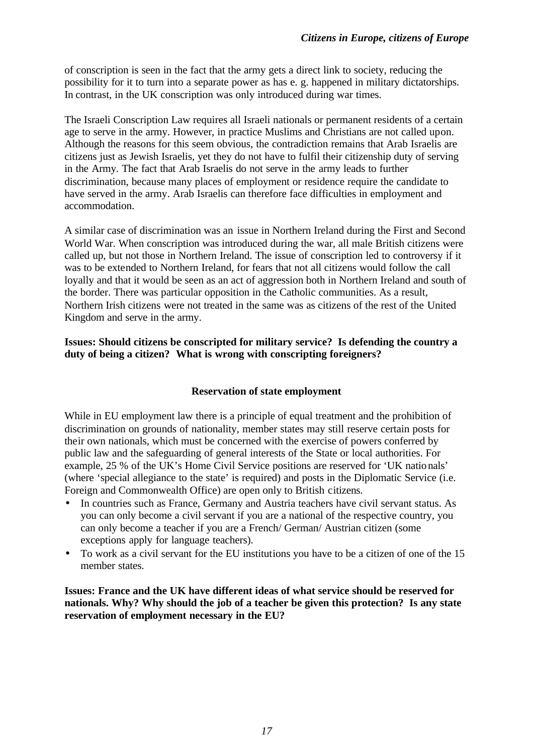of conscription is seen in the fact that the army gets a direct link to society, reducing the possibility for it to turn into a separate power as has e. g. happened in military dictatorships. In contrast, in the UK conscription was only introduced during war times.

The Israeli Conscription Law requires all Israeli nationals or permanent residents of a certain age to serve in the army. However, in practice Muslims and Christians are not called upon. Although the reasons for this seem obvious, the contradiction remains that Arab Israelis are citizens just as Jewish Israelis, yet they do not have to fulfil their citizenship duty of serving in the Army. The fact that Arab Israelis do not serve in the army leads to further discrimination, because many places of employment or residence require the candidate to have served in the army. Arab Israelis can therefore face difficulties in employment and accommodation.

A similar case of discrimination was an issue in Northern Ireland during the First and Second World War. When conscription was introduced during the war, all male British citizens were called up, but not those in Northern Ireland. The issue of conscription led to controversy if it was to be extended to Northern Ireland, for fears that not all citizens would follow the call loyally and that it would be seen as an act of aggression both in Northern Ireland and south of the border. There was particular opposition in the Catholic communities. As a result, Northern Irish citizens were not treated in the same was as citizens of the rest of the United Kingdom and serve in the army.

**Issues: Should citizens be conscripted for military service? Is defending the country a duty of being a citizen? What is wrong with conscripting foreigners?**

### Reservation of state employment

While in EU employment law there is a principle of equal treatment and the prohibition of discrimination on grounds of nationality, member states may still reserve certain posts for their own nationals, which must be concerned with the exercise of powers conferred by public law and the safeguarding of general interests of the State or local authorities. For example, 25 % of the UK's Home Civil Service positions are reserved for 'UK nationals' (where 'special allegiance to the state' is required) and posts in the Diplomatic Service (i.e. Foreign and Commonwealth Office) are open only to British citizens.

- In countries such as France, Germany and Austria teachers have civil servant status. As you can only become a civil servant if you are a national of the respective country, you can only become a teacher if you are a French/ German/ Austrian citizen (some exceptions apply for language teachers).
- To work as a civil servant for the EU institutions you have to be a citizen of one of the 15 member states.

**Issues: France and the UK have different ideas of what service should be reserved for nationals. Why? Why should the job of a teacher be given this protection? Is any state reservation of employment necessary in the EU?**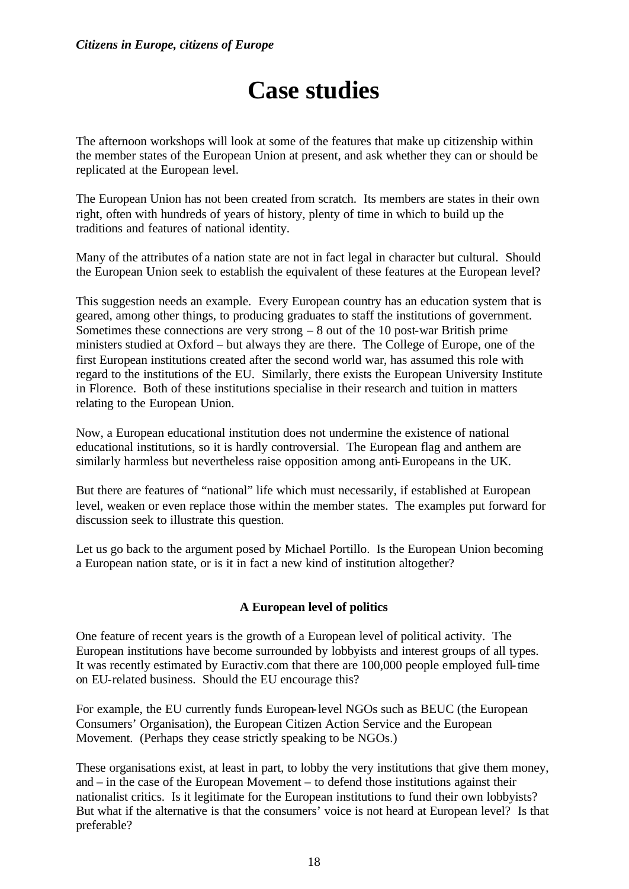# Case studies

The afternoon workshops will look at some of the features that make up citizenship within the member states of the European Union at present, and ask whether they can or should be replicated at the European level.

The European Union has not been created from scratch. Its members are states in their own right, often with hundreds of years of history, plenty of time in which to build up the traditions and features of national identity.

Many of the attributes of a nation state are not in fact legal in character but cultural. Should the European Union seek to establish the equivalent of these features at the European level?

This suggestion needs an example. Every European country has an education system that is geared, among other things, to producing graduates to staff the institutions of government. Sometimes these connections are very strong – 8 out of the 10 post-war British prime ministers studied at Oxford – but always they are there. The College of Europe, one of the first European institutions created after the second world war, has assumed this role with regard to the institutions of the EU. Similarly, there exists the European University Institute in Florence. Both of these institutions specialise in their research and tuition in matters relating to the European Union.

Now, a European educational institution does not undermine the existence of national educational institutions, so it is hardly controversial. The European flag and anthem are similarly harmless but nevertheless raise opposition among anti-Europeans in the UK.

But there are features of "national" life which must necessarily, if established at European level, weaken or even replace those within the member states. The examples put forward for discussion seek to illustrate this question.

Let us go back to the argument posed by Michael Portillo. Is the European Union becoming a European nation state, or is it in fact a new kind of institution altogether?

### A European level of politics

One feature of recent years is the growth of a European level of political activity. The European institutions have become surrounded by lobbyists and interest groups of all types. It was recently estimated by Euractiv.com that there are 100,000 people employed full-time on EU-related business. Should the EU encourage this?

For example, the EU currently funds European-level NGOs such as BEUC (the European Consumers' Organisation), the European Citizen Action Service and the European Movement. (Perhaps they cease strictly speaking to be NGOs.)

These organisations exist, at least in part, to lobby the very institutions that give them money, and – in the case of the European Movement – to defend those institutions against their nationalist critics. Is it legitimate for the European institutions to fund their own lobbyists? But what if the alternative is that the consumers' voice is not heard at European level? Is that preferable?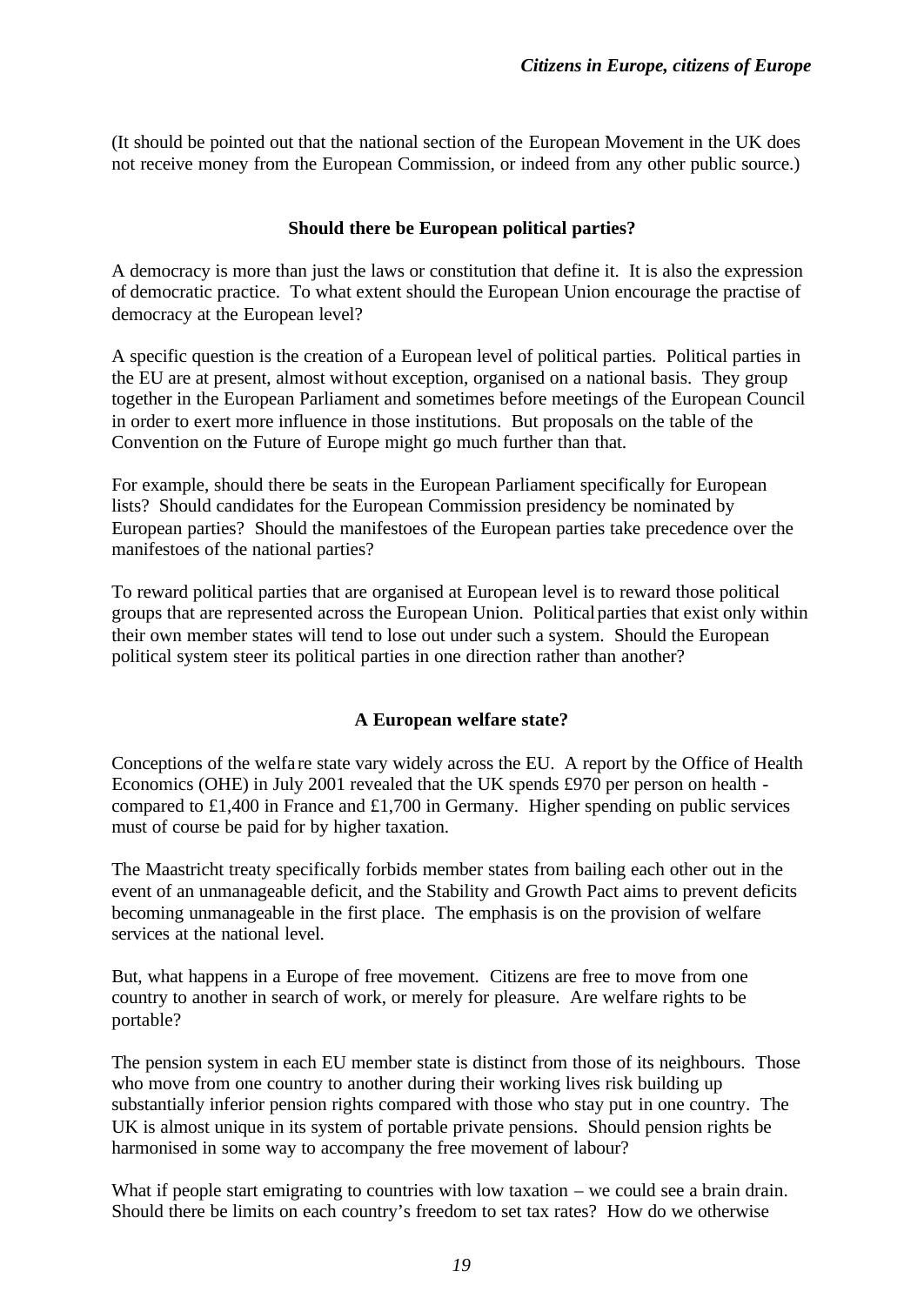(It should be pointed out that the national section of the European Movement in the UK does not receive money from the European Commission, or indeed from any other public source.)

### Should there be European political parties?

A democracy is more than just the laws or constitution that define it. It is also the expression of democratic practice. To what extent should the European Union encourage the practise of democracy at the European level?

A specific question is the creation of a European level of political parties. Political parties in the EU are at present, almost without exception, organised on a national basis. They group together in the European Parliament and sometimes before meetings of the European Council in order to exert more influence in those institutions. But proposals on the table of the Convention on the Future of Europe might go much further than that.

For example, should there be seats in the European Parliament specifically for European lists? Should candidates for the European Commission presidency be nominated by European parties? Should the manifestoes of the European parties take precedence over the manifestoes of the national parties?

To reward political parties that are organised at European level is to reward those political groups that are represented across the European Union. Political parties that exist only within their own member states will tend to lose out under such a system. Should the European political system steer its political parties in one direction rather than another?

### A European welfare state?

Conceptions of the welfare state vary widely across the EU. A report by the Office of Health Economics (OHE) in July 2001 revealed that the UK spends £970 per person on health - compared to £1,400 in France and £1,700 in Germany. Higher spending on public services must of course be paid for by higher taxation.

The Maastricht treaty specifically forbids member states from bailing each other out in the event of an unmanageable deficit, and the Stability and Growth Pact aims to prevent deficits becoming unmanageable in the first place. The emphasis is on the provision of welfare services at the national level.

But, what happens in a Europe of free movement. Citizens are free to move from one country to another in search of work, or merely for pleasure. Are welfare rights to be portable?

The pension system in each EU member state is distinct from those of its neighbours. Those who move from one country to another during their working lives risk building up substantially inferior pension rights compared with those who stay put in one country. The UK is almost unique in its system of portable private pensions. Should pension rights be harmonised in some way to accompany the free movement of labour?

What if people start emigrating to countries with low taxation – we could see a brain drain. Should there be limits on each country's freedom to set tax rates? How do we otherwise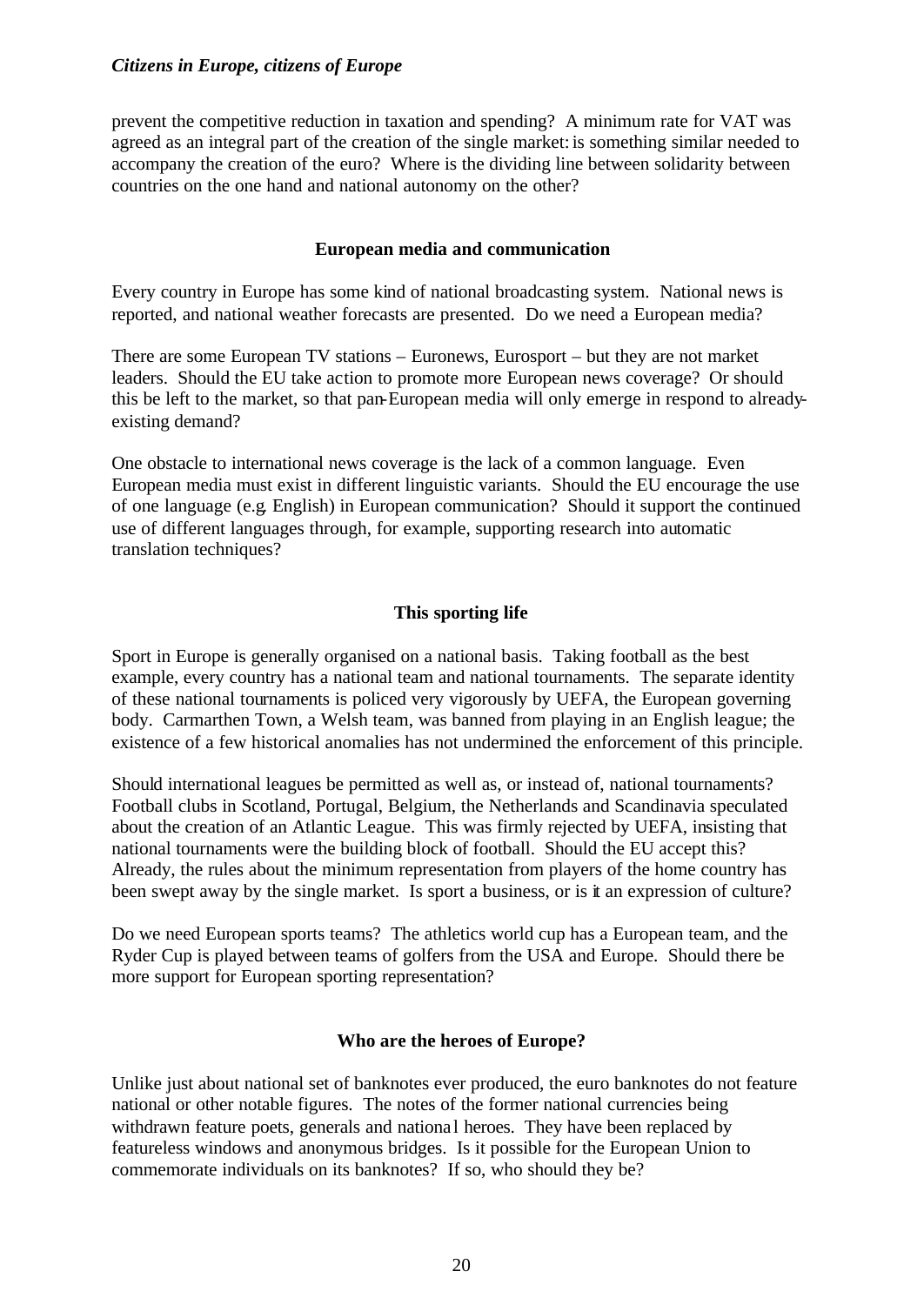prevent the competitive reduction in taxation and spending? A minimum rate for VAT was agreed as an integral part of the creation of the single market: is something similar needed to accompany the creation of the euro? Where is the dividing line between solidarity between countries on the one hand and national autonomy on the other?

### European media and communication

Every country in Europe has some kind of national broadcasting system. National news is reported, and national weather forecasts are presented. Do we need a European media?

There are some European TV stations – Euronews, Eurosport – but they are not market leaders. Should the EU take action to promote more European news coverage? Or should this be left to the market, so that pan-European media will only emerge in respond to already-existing demand?

One obstacle to international news coverage is the lack of a common language. Even European media must exist in different linguistic variants. Should the EU encourage the use of one language (e.g. English) in European communication? Should it support the continued use of different languages through, for example, supporting research into automatic translation techniques?

### This sporting life

Sport in Europe is generally organised on a national basis. Taking football as the best example, every country has a national team and national tournaments. The separate identity of these national tournaments is policed very vigorously by UEFA, the European governing body. Carmarthen Town, a Welsh team, was banned from playing in an English league; the existence of a few historical anomalies has not undermined the enforcement of this principle.

Should international leagues be permitted as well as, or instead of, national tournaments? Football clubs in Scotland, Portugal, Belgium, the Netherlands and Scandinavia speculated about the creation of an Atlantic League. This was firmly rejected by UEFA, insisting that national tournaments were the building block of football. Should the EU accept this? Already, the rules about the minimum representation from players of the home country has been swept away by the single market. Is sport a business, or is it an expression of culture?

Do we need European sports teams? The athletics world cup has a European team, and the Ryder Cup is played between teams of golfers from the USA and Europe. Should there be more support for European sporting representation?

### Who are the heroes of Europe?

Unlike just about national set of banknotes ever produced, the euro banknotes do not feature national or other notable figures. The notes of the former national currencies being withdrawn feature poets, generals and national heroes. They have been replaced by featureless windows and anonymous bridges. Is it possible for the European Union to commemorate individuals on its banknotes? If so, who should they be?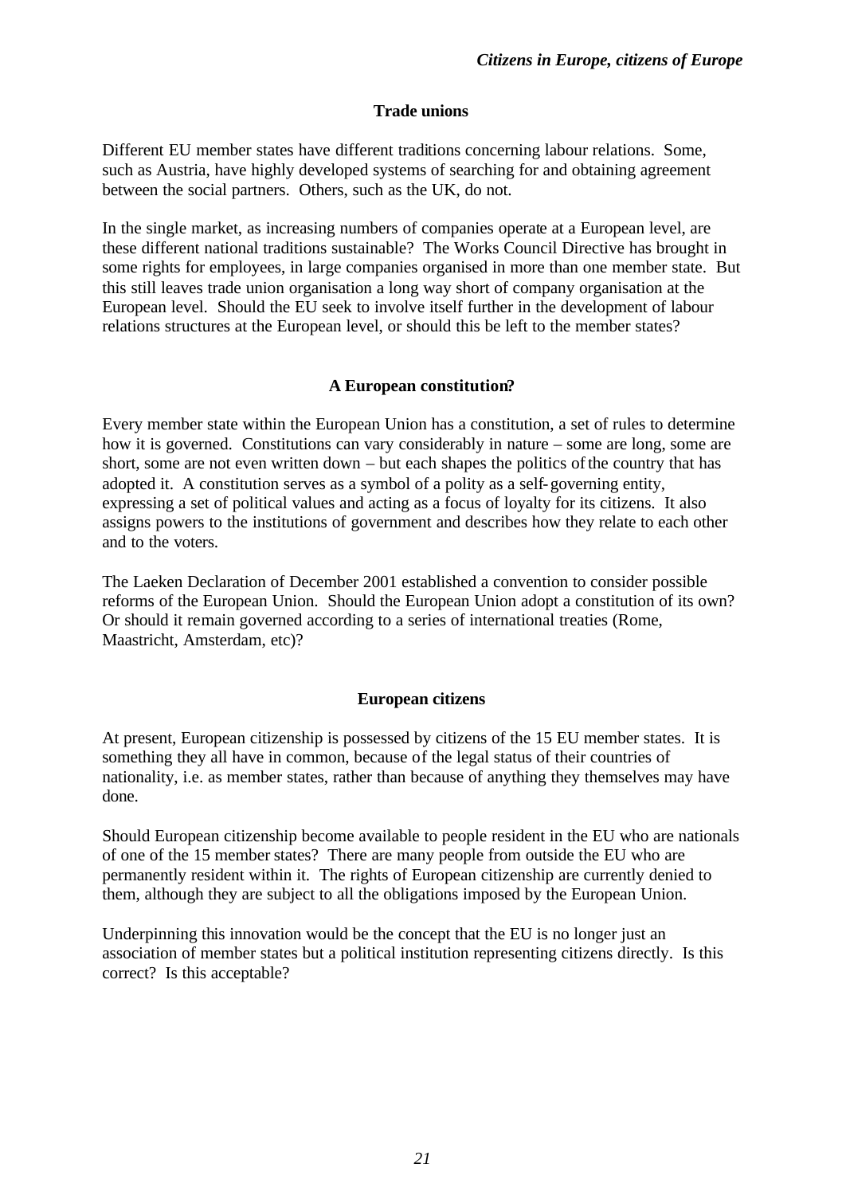## Trade unions

Different EU member states have different traditions concerning labour relations. Some, such as Austria, have highly developed systems of searching for and obtaining agreement between the social partners. Others, such as the UK, do not.

In the single market, as increasing numbers of companies operate at a European level, are these different national traditions sustainable? The Works Council Directive has brought in some rights for employees, in large companies organised in more than one member state. But this still leaves trade union organisation a long way short of company organisation at the European level. Should the EU seek to involve itself further in the development of labour relations structures at the European level, or should this be left to the member states?

## A European constitution?

Every member state within the European Union has a constitution, a set of rules to determine how it is governed. Constitutions can vary considerably in nature – some are long, some are short, some are not even written down – but each shapes the politics of the country that has adopted it. A constitution serves as a symbol of a polity as a self-governing entity, expressing a set of political values and acting as a focus of loyalty for its citizens. It also assigns powers to the institutions of government and describes how they relate to each other and to the voters.

The Laeken Declaration of December 2001 established a convention to consider possible reforms of the European Union. Should the European Union adopt a constitution of its own? Or should it remain governed according to a series of international treaties (Rome, Maastricht, Amsterdam, etc)?

## European citizens

At present, European citizenship is possessed by citizens of the 15 EU member states. It is something they all have in common, because of the legal status of their countries of nationality, i.e. as member states, rather than because of anything they themselves may have done.

Should European citizenship become available to people resident in the EU who are nationals of one of the 15 member states? There are many people from outside the EU who are permanently resident within it. The rights of European citizenship are currently denied to them, although they are subject to all the obligations imposed by the European Union.

Underpinning this innovation would be the concept that the EU is no longer just an association of member states but a political institution representing citizens directly. Is this correct? Is this acceptable?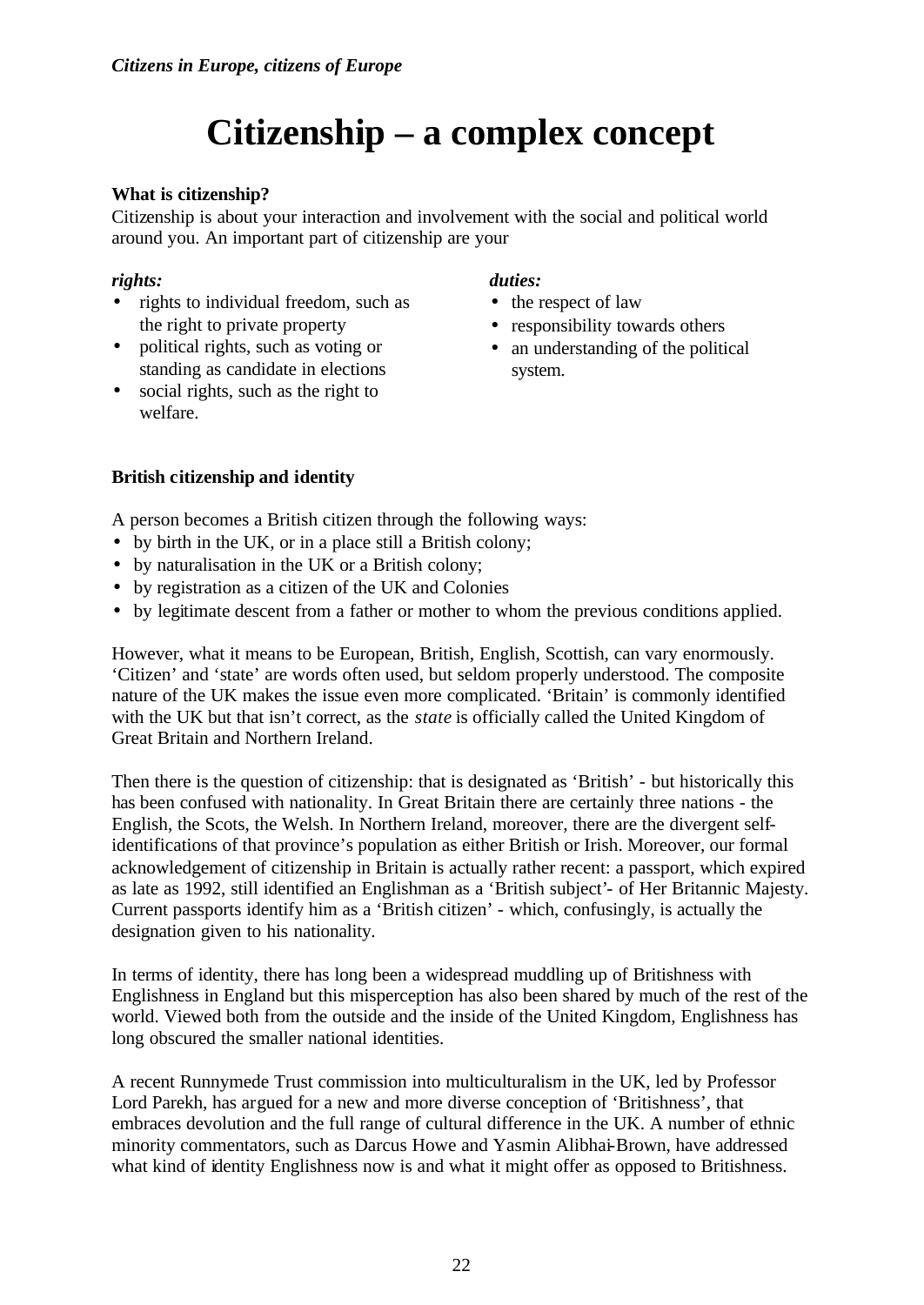# Citizenship – a complex concept

**What is citizenship?**

Citizenship is about your interaction and involvement with the social and political world around you. An important part of citizenship are your

***rights:***

- rights to individual freedom, such as the right to private property
- political rights, such as voting or standing as candidate in elections
- social rights, such as the right to welfare.

***duties:***

- the respect of law
- responsibility towards others
- an understanding of the political system.

**British citizenship and identity**

A person becomes a British citizen through the following ways:

- by birth in the UK, or in a place still a British colony;
- by naturalisation in the UK or a British colony;
- by registration as a citizen of the UK and Colonies
- by legitimate descent from a father or mother to whom the previous conditions applied.

However, what it means to be European, British, English, Scottish, can vary enormously. 'Citizen' and 'state' are words often used, but seldom properly understood. The composite nature of the UK makes the issue even more complicated. 'Britain' is commonly identified with the UK but that isn't correct, as the *state* is officially called the United Kingdom of Great Britain and Northern Ireland.

Then there is the question of citizenship: that is designated as 'British' - but historically this has been confused with nationality. In Great Britain there are certainly three nations - the English, the Scots, the Welsh. In Northern Ireland, moreover, there are the divergent self-identifications of that province's population as either British or Irish. Moreover, our formal acknowledgement of citizenship in Britain is actually rather recent: a passport, which expired as late as 1992, still identified an Englishman as a 'British subject'- of Her Britannic Majesty. Current passports identify him as a 'British citizen' - which, confusingly, is actually the designation given to his nationality.

In terms of identity, there has long been a widespread muddling up of Britishness with Englishness in England but this misperception has also been shared by much of the rest of the world. Viewed both from the outside and the inside of the United Kingdom, Englishness has long obscured the smaller national identities.

A recent Runnymede Trust commission into multiculturalism in the UK, led by Professor Lord Parekh, has argued for a new and more diverse conception of 'Britishness', that embraces devolution and the full range of cultural difference in the UK. A number of ethnic minority commentators, such as Darcus Howe and Yasmin Alibhai-Brown, have addressed what kind of identity Englishness now is and what it might offer as opposed to Britishness.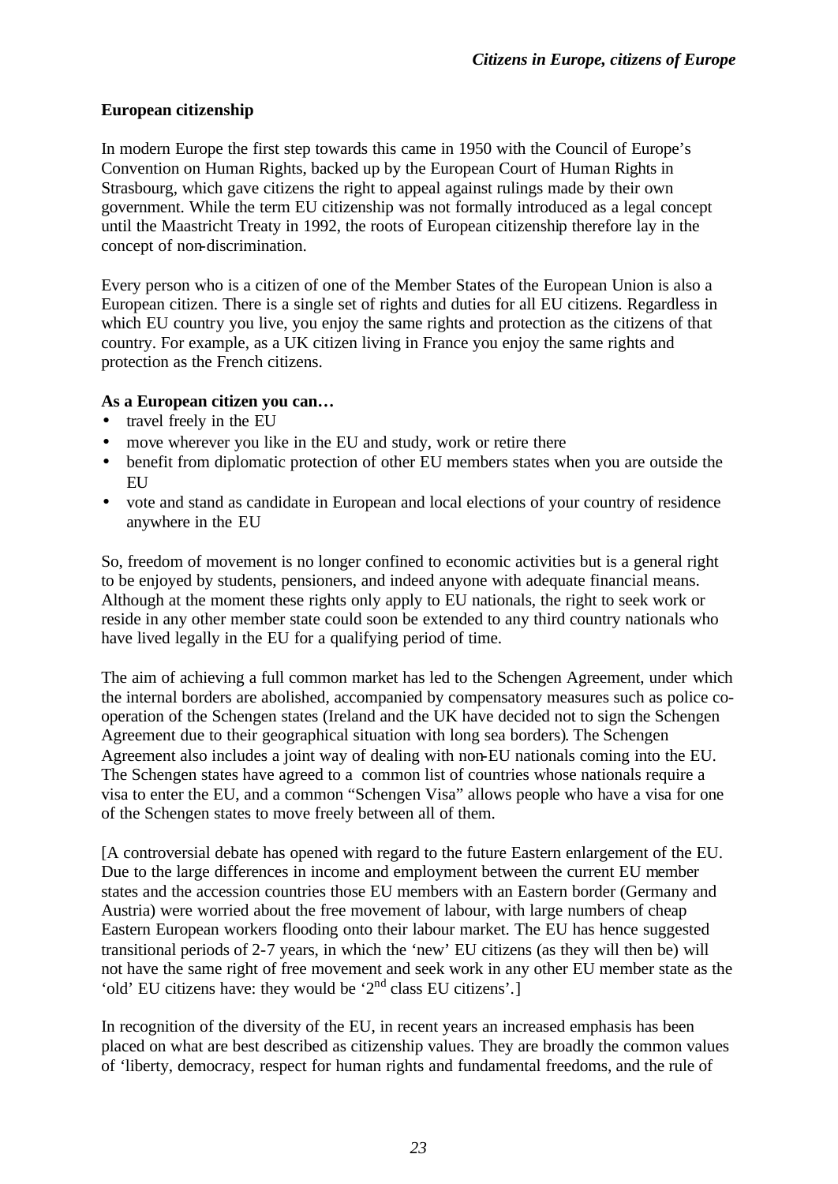**European citizenship**

In modern Europe the first step towards this came in 1950 with the Council of Europe's Convention on Human Rights, backed up by the European Court of Human Rights in Strasbourg, which gave citizens the right to appeal against rulings made by their own government. While the term EU citizenship was not formally introduced as a legal concept until the Maastricht Treaty in 1992, the roots of European citizenship therefore lay in the concept of non-discrimination.

Every person who is a citizen of one of the Member States of the European Union is also a European citizen. There is a single set of rights and duties for all EU citizens. Regardless in which EU country you live, you enjoy the same rights and protection as the citizens of that country. For example, as a UK citizen living in France you enjoy the same rights and protection as the French citizens.

**As a European citizen you can…**

- travel freely in the EU
- move wherever you like in the EU and study, work or retire there
- benefit from diplomatic protection of other EU members states when you are outside the EU
- vote and stand as candidate in European and local elections of your country of residence anywhere in the EU

So, freedom of movement is no longer confined to economic activities but is a general right to be enjoyed by students, pensioners, and indeed anyone with adequate financial means. Although at the moment these rights only apply to EU nationals, the right to seek work or reside in any other member state could soon be extended to any third country nationals who have lived legally in the EU for a qualifying period of time.

The aim of achieving a full common market has led to the Schengen Agreement, under which the internal borders are abolished, accompanied by compensatory measures such as police co-operation of the Schengen states (Ireland and the UK have decided not to sign the Schengen Agreement due to their geographical situation with long sea borders). The Schengen Agreement also includes a joint way of dealing with non-EU nationals coming into the EU. The Schengen states have agreed to a common list of countries whose nationals require a visa to enter the EU, and a common "Schengen Visa" allows people who have a visa for one of the Schengen states to move freely between all of them.

[A controversial debate has opened with regard to the future Eastern enlargement of the EU. Due to the large differences in income and employment between the current EU member states and the accession countries those EU members with an Eastern border (Germany and Austria) were worried about the free movement of labour, with large numbers of cheap Eastern European workers flooding onto their labour market. The EU has hence suggested transitional periods of 2-7 years, in which the 'new' EU citizens (as they will then be) will not have the same right of free movement and seek work in any other EU member state as the 'old' EU citizens have: they would be '2nd class EU citizens'.]

In recognition of the diversity of the EU, in recent years an increased emphasis has been placed on what are best described as citizenship values. They are broadly the common values of 'liberty, democracy, respect for human rights and fundamental freedoms, and the rule of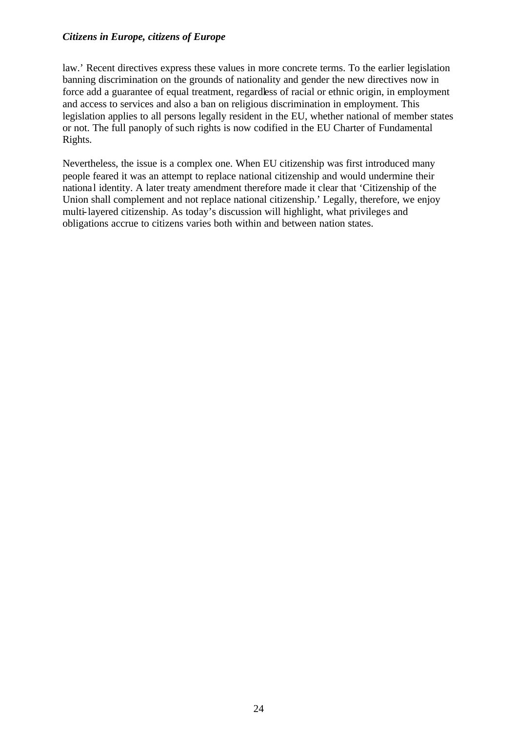law.' Recent directives express these values in more concrete terms. To the earlier legislation banning discrimination on the grounds of nationality and gender the new directives now in force add a guarantee of equal treatment, regardless of racial or ethnic origin, in employment and access to services and also a ban on religious discrimination in employment. This legislation applies to all persons legally resident in the EU, whether national of member states or not. The full panoply of such rights is now codified in the EU Charter of Fundamental Rights.

Nevertheless, the issue is a complex one. When EU citizenship was first introduced many people feared it was an attempt to replace national citizenship and would undermine their national identity. A later treaty amendment therefore made it clear that 'Citizenship of the Union shall complement and not replace national citizenship.' Legally, therefore, we enjoy multi-layered citizenship. As today's discussion will highlight, what privileges and obligations accrue to citizens varies both within and between nation states.